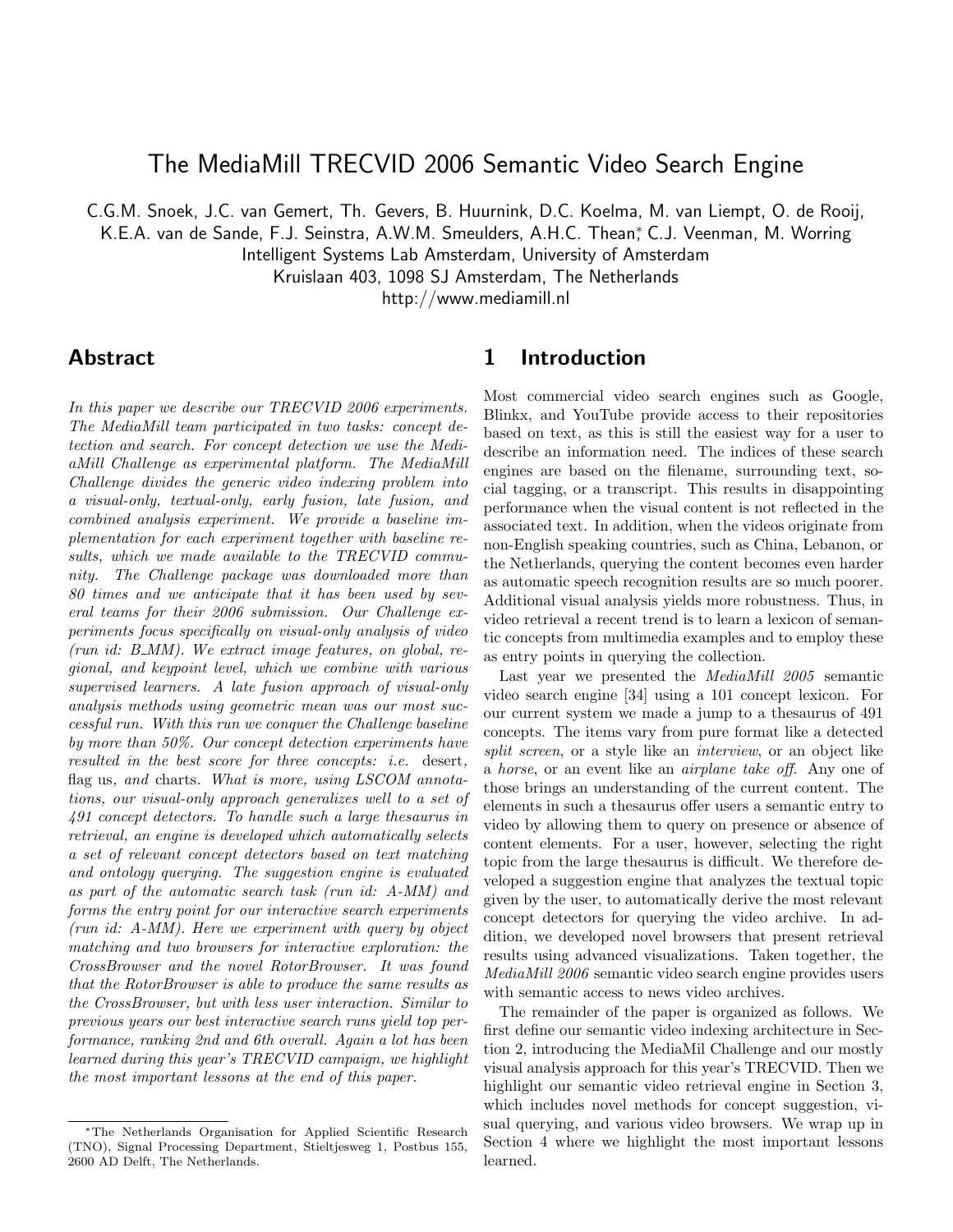# The MediaMill TRECVID 2006 Semantic Video Search Engine

C.G.M. Snoek, J.C. van Gemert, Th. Gevers, B. Huurnink, D.C. Koelma, M. van Liempt, O. de Rooij, K.E.A. van de Sande, F.J. Seinstra, A.W.M. Smeulders, A.H.C. Thean[*], C.J. Veenman, M. Worring

Intelligent Systems Lab Amsterdam, University of Amsterdam

Kruislaan 403, 1098 SJ Amsterdam, The Netherlands

http://www.mediamill.nl

## Abstract

*In this paper we describe our TRECVID 2006 experiments. The MediaMill team participated in two tasks: concept detection and search. For concept detection we use the MediaMill Challenge as experimental platform. The MediaMill Challenge divides the generic video indexing problem into a visual-only, textual-only, early fusion, late fusion, and combined analysis experiment. We provide a baseline implementation for each experiment together with baseline results, which we made available to the TRECVID community. The Challenge package was downloaded more than 80 times and we anticipate that it has been used by several teams for their 2006 submission. Our Challenge experiments focus specifically on visual-only analysis of video (run id: B_MM). We extract image features, on global, regional, and keypoint level, which we combine with various supervised learners. A late fusion approach of visual-only analysis methods using geometric mean was our most successful run. With this run we conquer the Challenge baseline by more than 50%. Our concept detection experiments have resulted in the best score for three concepts: i.e.* desert, flag us, *and* charts. *What is more, using LSCOM annotations, our visual-only approach generalizes well to a set of 491 concept detectors. To handle such a large thesaurus in retrieval, an engine is developed which automatically selects a set of relevant concept detectors based on text matching and ontology querying. The suggestion engine is evaluated as part of the automatic search task (run id: A-MM) and forms the entry point for our interactive search experiments (run id: A-MM). Here we experiment with query by object matching and two browsers for interactive exploration: the CrossBrowser and the novel RotorBrowser. It was found that the RotorBrowser is able to produce the same results as the CrossBrowser, but with less user interaction. Similar to previous years our best interactive search runs yield top performance, ranking 2nd and 6th overall. Again a lot has been learned during this year's TRECVID campaign, we highlight the most important lessons at the end of this paper.*

## 1 Introduction

Most commercial video search engines such as Google, Blinkx, and YouTube provide access to their repositories based on text, as this is still the easiest way for a user to describe an information need. The indices of these search engines are based on the filename, surrounding text, social tagging, or a transcript. This results in disappointing performance when the visual content is not reflected in the associated text. In addition, when the videos originate from non-English speaking countries, such as China, Lebanon, or the Netherlands, querying the content becomes even harder as automatic speech recognition results are so much poorer. Additional visual analysis yields more robustness. Thus, in video retrieval a recent trend is to learn a lexicon of semantic concepts from multimedia examples and to employ these as entry points in querying the collection.

Last year we presented the *MediaMill 2005* semantic video search engine [34] using a 101 concept lexicon. For our current system we made a jump to a thesaurus of 491 concepts. The items vary from pure format like a detected *split screen*, or a style like an *interview*, or an object like a *horse*, or an event like an *airplane take off*. Any one of those brings an understanding of the current content. The elements in such a thesaurus offer users a semantic entry to video by allowing them to query on presence or absence of content elements. For a user, however, selecting the right topic from the large thesaurus is difficult. We therefore developed a suggestion engine that analyzes the textual topic given by the user, to automatically derive the most relevant concept detectors for querying the video archive. In addition, we developed novel browsers that present retrieval results using advanced visualizations. Taken together, the *MediaMill 2006* semantic video search engine provides users with semantic access to news video archives.

The remainder of the paper is organized as follows. We first define our semantic video indexing architecture in Section 2, introducing the MediaMil Challenge and our mostly visual analysis approach for this year's TRECVID. Then we highlight our semantic video retrieval engine in Section 3, which includes novel methods for concept suggestion, visual querying, and various video browsers. We wrap up in Section 4 where we highlight the most important lessons learned.

[*] The Netherlands Organisation for Applied Scientific Research (TNO), Signal Processing Department, Stieltjesweg 1, Postbus 155, 2600 AD Delft, The Netherlands.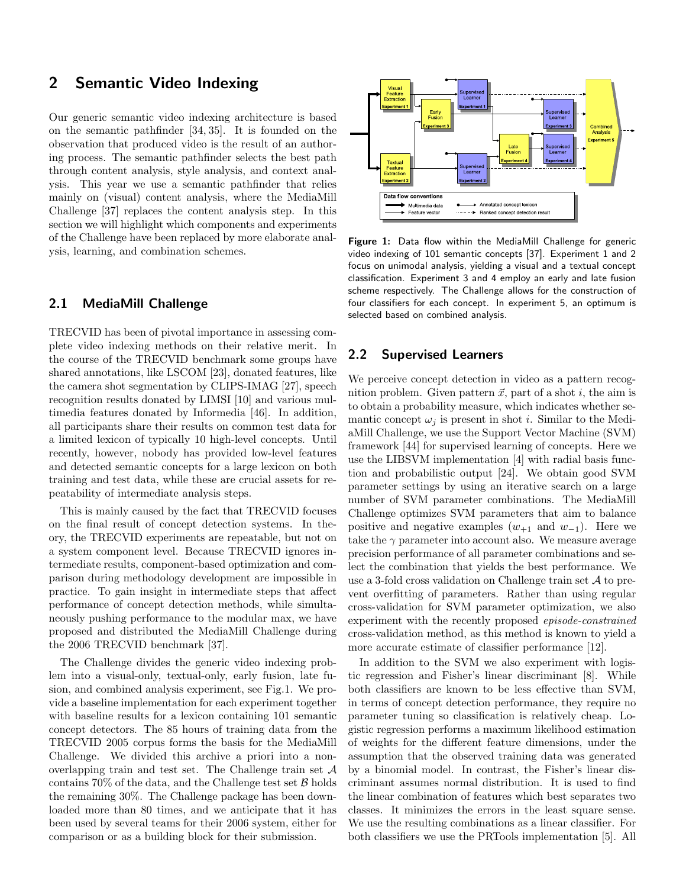## 2 Semantic Video Indexing

Our generic semantic video indexing architecture is based on the semantic pathfinder [34, 35]. It is founded on the observation that produced video is the result of an authoring process. The semantic pathfinder selects the best path through content analysis, style analysis, and context analysis. This year we use a semantic pathfinder that relies mainly on (visual) content analysis, where the MediaMill Challenge [37] replaces the content analysis step. In this section we will highlight which components and experiments of the Challenge have been replaced by more elaborate analysis, learning, and combination schemes.

### 2.1 MediaMill Challenge

TRECVID has been of pivotal importance in assessing complete video indexing methods on their relative merit. In the course of the TRECVID benchmark some groups have shared annotations, like LSCOM [23], donated features, like the camera shot segmentation by CLIPS-IMAG [27], speech recognition results donated by LIMSI [10] and various multimedia features donated by Informedia [46]. In addition, all participants share their results on common test data for a limited lexicon of typically 10 high-level concepts. Until recently, however, nobody has provided low-level features and detected semantic concepts for a large lexicon on both training and test data, while these are crucial assets for repeatability of intermediate analysis steps.

This is mainly caused by the fact that TRECVID focuses on the final result of concept detection systems. In theory, the TRECVID experiments are repeatable, but not on a system component level. Because TRECVID ignores intermediate results, component-based optimization and comparison during methodology development are impossible in practice. To gain insight in intermediate steps that affect performance of concept detection methods, while simultaneously pushing performance to the modular max, we have proposed and distributed the MediaMill Challenge during the 2006 TRECVID benchmark [37].

The Challenge divides the generic video indexing problem into a visual-only, textual-only, early fusion, late fusion, and combined analysis experiment, see Fig.1. We provide a baseline implementation for each experiment together with baseline results for a lexicon containing 101 semantic concept detectors. The 85 hours of training data from the TRECVID 2005 corpus forms the basis for the MediaMill Challenge. We divided this archive a priori into a non-overlapping train and test set. The Challenge train set $\mathcal{A}$ contains 70% of the data, and the Challenge test set $\mathcal{B}$ holds the remaining 30%. The Challenge package has been downloaded more than 80 times, and we anticipate that it has been used by several teams for their 2006 system, either for comparison or as a building block for their submission.

**Figure 1:** Data flow within the MediaMill Challenge for generic video indexing of 101 semantic concepts [37]. Experiment 1 and 2 focus on unimodal analysis, yielding a visual and a textual concept classification. Experiment 3 and 4 employ an early and late fusion scheme respectively. The Challenge allows for the construction of four classifiers for each concept. In experiment 5, an optimum is selected based on combined analysis.

### 2.2 Supervised Learners

We perceive concept detection in video as a pattern recognition problem. Given pattern $\vec{x}$, part of a shot $i$, the aim is to obtain a probability measure, which indicates whether semantic concept $\omega_j$ is present in shot $i$. Similar to the MediaMill Challenge, we use the Support Vector Machine (SVM) framework [44] for supervised learning of concepts. Here we use the LIBSVM implementation [4] with radial basis function and probabilistic output [24]. We obtain good SVM parameter settings by using an iterative search on a large number of SVM parameter combinations. The MediaMill Challenge optimizes SVM parameters that aim to balance positive and negative examples ($w_{+1}$ and $w_{-1}$). Here we take the $\gamma$ parameter into account also. We measure average precision performance of all parameter combinations and select the combination that yields the best performance. We use a 3-fold cross validation on Challenge train set $\mathcal{A}$ to prevent overfitting of parameters. Rather than using regular cross-validation for SVM parameter optimization, we also experiment with the recently proposed *episode-constrained* cross-validation method, as this method is known to yield a more accurate estimate of classifier performance [12].

In addition to the SVM we also experiment with logistic regression and Fisher's linear discriminant [8]. While both classifiers are known to be less effective than SVM, in terms of concept detection performance, they require no parameter tuning so classification is relatively cheap. Logistic regression performs a maximum likelihood estimation of weights for the different feature dimensions, under the assumption that the observed training data was generated by a binomial model. In contrast, the Fisher's linear discriminant assumes normal distribution. It is used to find the linear combination of features which best separates two classes. It minimizes the errors in the least square sense. We use the resulting combinations as a linear classifier. For both classifiers we use the PRTools implementation [5]. All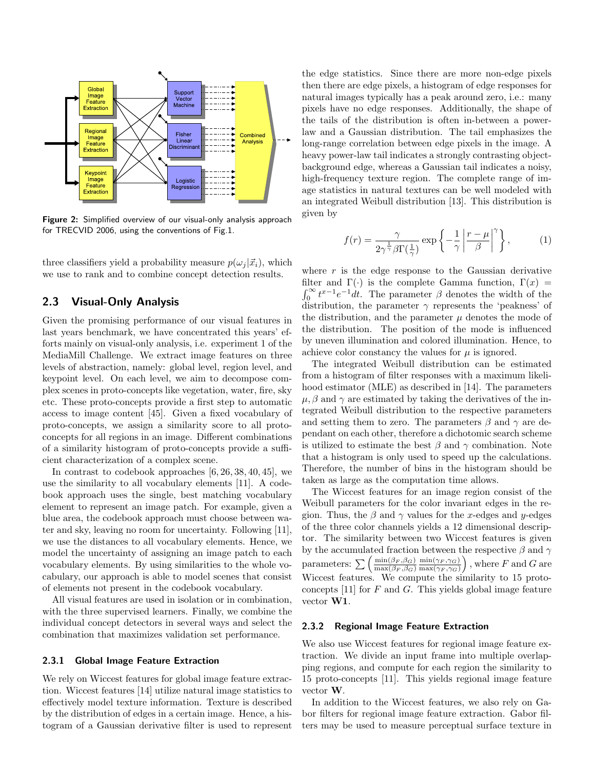Figure 2: Simplified overview of our visual-only analysis approach for TRECVID 2006, using the conventions of Fig.1.

three classifiers yield a probability measure $p(\omega_j|\vec{x}_i)$, which we use to rank and to combine concept detection results.

## 2.3 Visual-Only Analysis

Given the promising performance of our visual features in last years benchmark, we have concentrated this years' efforts mainly on visual-only analysis, i.e. experiment 1 of the MediaMill Challenge. We extract image features on three levels of abstraction, namely: global level, region level, and keypoint level. On each level, we aim to decompose complex scenes in proto-concepts like vegetation, water, fire, sky etc. These proto-concepts provide a first step to automatic access to image content [45]. Given a fixed vocabulary of proto-concepts, we assign a similarity score to all proto-concepts for all regions in an image. Different combinations of a similarity histogram of proto-concepts provide a sufficient characterization of a complex scene.

In contrast to codebook approaches [6, 26, 38, 40, 45], we use the similarity to all vocabulary elements [11]. A codebook approach uses the single, best matching vocabulary element to represent an image patch. For example, given a blue area, the codebook approach must choose between water and sky, leaving no room for uncertainty. Following [11], we use the distances to all vocabulary elements. Hence, we model the uncertainty of assigning an image patch to each vocabulary elements. By using similarities to the whole vocabulary, our approach is able to model scenes that consist of elements not present in the codebook vocabulary.

All visual features are used in isolation or in combination, with the three supervised learners. Finally, we combine the individual concept detectors in several ways and select the combination that maximizes validation set performance.

### 2.3.1 Global Image Feature Extraction

We rely on Wiccest features for global image feature extraction. Wiccest features [14] utilize natural image statistics to effectively model texture information. Texture is described by the distribution of edges in a certain image. Hence, a histogram of a Gaussian derivative filter is used to represent the edge statistics. Since there are more non-edge pixels then there are edge pixels, a histogram of edge responses for natural images typically has a peak around zero, i.e.: many pixels have no edge responses. Additionally, the shape of the tails of the distribution is often in-between a power-law and a Gaussian distribution. The tail emphasizes the long-range correlation between edge pixels in the image. A heavy power-law tail indicates a strongly contrasting object-background edge, whereas a Gaussian tail indicates a noisy, high-frequency texture region. The complete range of image statistics in natural textures can be well modeled with an integrated Weibull distribution [13]. This distribution is given by

$$f(r) = \frac{\gamma}{2\gamma^{\frac{1}{\gamma}}\beta\Gamma(\frac{1}{\gamma})} \exp\left\{-\frac{1}{\gamma}\left|\frac{r-\mu}{\beta}\right|^{\gamma}\right\}, \qquad (1)$$

where $r$ is the edge response to the Gaussian derivative filter and $\Gamma(\cdot)$ is the complete Gamma function, $\Gamma(x) = \int_0^\infty t^{x-1}e^{-1}dt$. The parameter $\beta$ denotes the width of the distribution, the parameter $\gamma$ represents the 'peakness' of the distribution, and the parameter $\mu$ denotes the mode of the distribution. The position of the mode is influenced by uneven illumination and colored illumination. Hence, to achieve color constancy the values for $\mu$ is ignored.

The integrated Weibull distribution can be estimated from a histogram of filter responses with a maximum likelihood estimator (MLE) as described in [14]. The parameters $\mu, \beta$ and $\gamma$ are estimated by taking the derivatives of the integrated Weibull distribution to the respective parameters and setting them to zero. The parameters $\beta$ and $\gamma$ are dependant on each other, therefore a dichotomic search scheme is utilized to estimate the best $\beta$ and $\gamma$ combination. Note that a histogram is only used to speed up the calculations. Therefore, the number of bins in the histogram should be taken as large as the computation time allows.

The Wiccest features for an image region consist of the Weibull parameters for the color invariant edges in the region. Thus, the $\beta$ and $\gamma$ values for the $x$-edges and $y$-edges of the three color channels yields a 12 dimensional descriptor. The similarity between two Wiccest features is given by the accumulated fraction between the respective $\beta$ and $\gamma$ parameters: $\sum \left(\frac{\min(\beta_F,\beta_G)}{\max(\beta_F,\beta_G)} \frac{\min(\gamma_F,\gamma_G)}{\max(\gamma_F,\gamma_G)}\right)$, where $F$ and $G$ are Wiccest features. We compute the similarity to 15 proto-concepts [11] for $F$ and $G$. This yields global image feature vector **W1**.

### 2.3.2 Regional Image Feature Extraction

We also use Wiccest features for regional image feature extraction. We divide an input frame into multiple overlapping regions, and compute for each region the similarity to 15 proto-concepts [11]. This yields regional image feature vector **W**.

In addition to the Wiccest features, we also rely on Gabor filters for regional image feature extraction. Gabor filters may be used to measure perceptual surface texture in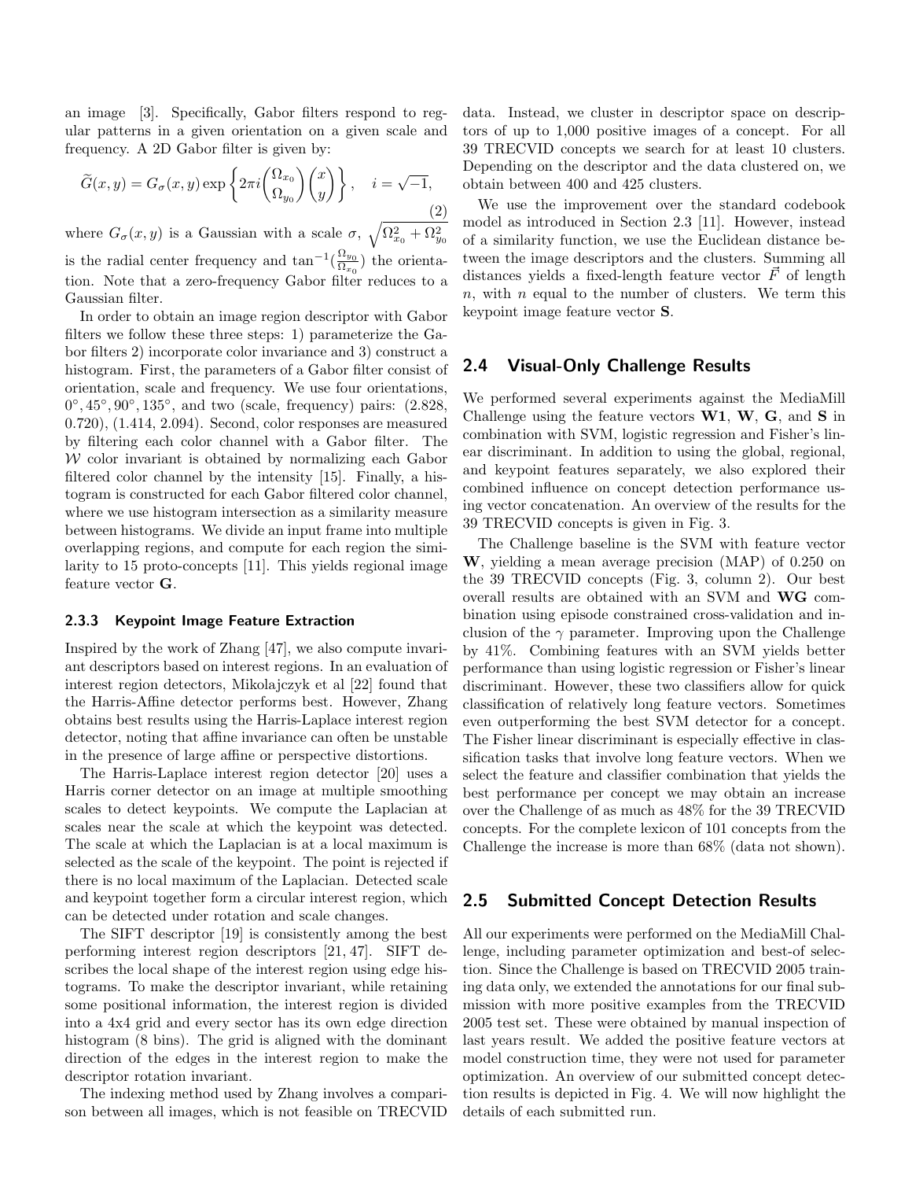an image [3]. Specifically, Gabor filters respond to regular patterns in a given orientation on a given scale and frequency. A 2D Gabor filter is given by:

$$\widetilde{G}(x,y) = G_\sigma(x,y)\exp\left\{2\pi i\begin{pmatrix}\Omega_{x_0}\\ \Omega_{y_0}\end{pmatrix}\begin{pmatrix}x\\ y\end{pmatrix}\right\}, \quad i=\sqrt{-1}, \tag{2}$$

where $G_\sigma(x,y)$ is a Gaussian with a scale $\sigma$, $\sqrt{\Omega_{x_0}^2+\Omega_{y_0}^2}$ is the radial center frequency and $\tan^{-1}(\frac{\Omega_{y_0}}{\Omega_{x_0}})$ the orientation. Note that a zero-frequency Gabor filter reduces to a Gaussian filter.

In order to obtain an image region descriptor with Gabor filters we follow these three steps: 1) parameterize the Gabor filters 2) incorporate color invariance and 3) construct a histogram. First, the parameters of a Gabor filter consist of orientation, scale and frequency. We use four orientations, $0°, 45°, 90°, 135°$, and two (scale, frequency) pairs: (2.828, 0.720), (1.414, 2.094). Second, color responses are measured by filtering each color channel with a Gabor filter. The $\mathcal{W}$ color invariant is obtained by normalizing each Gabor filtered color channel by the intensity [15]. Finally, a histogram is constructed for each Gabor filtered color channel, where we use histogram intersection as a similarity measure between histograms. We divide an input frame into multiple overlapping regions, and compute for each region the similarity to 15 proto-concepts [11]. This yields regional image feature vector **G**.

#### 2.3.3 Keypoint Image Feature Extraction

Inspired by the work of Zhang [47], we also compute invariant descriptors based on interest regions. In an evaluation of interest region detectors, Mikolajczyk et al [22] found that the Harris-Affine detector performs best. However, Zhang obtains best results using the Harris-Laplace interest region detector, noting that affine invariance can often be unstable in the presence of large affine or perspective distortions.

The Harris-Laplace interest region detector [20] uses a Harris corner detector on an image at multiple smoothing scales to detect keypoints. We compute the Laplacian at scales near the scale at which the keypoint was detected. The scale at which the Laplacian is at a local maximum is selected as the scale of the keypoint. The point is rejected if there is no local maximum of the Laplacian. Detected scale and keypoint together form a circular interest region, which can be detected under rotation and scale changes.

The SIFT descriptor [19] is consistently among the best performing interest region descriptors [21, 47]. SIFT describes the local shape of the interest region using edge histograms. To make the descriptor invariant, while retaining some positional information, the interest region is divided into a 4x4 grid and every sector has its own edge direction histogram (8 bins). The grid is aligned with the dominant direction of the edges in the interest region to make the descriptor rotation invariant.

The indexing method used by Zhang involves a comparison between all images, which is not feasible on TRECVID data. Instead, we cluster in descriptor space on descriptors of up to 1,000 positive images of a concept. For all 39 TRECVID concepts we search for at least 10 clusters. Depending on the descriptor and the data clustered on, we obtain between 400 and 425 clusters.

We use the improvement over the standard codebook model as introduced in Section 2.3 [11]. However, instead of a similarity function, we use the Euclidean distance between the image descriptors and the clusters. Summing all distances yields a fixed-length feature vector $\vec{F}$ of length $n$, with $n$ equal to the number of clusters. We term this keypoint image feature vector **S**.

## 2.4 Visual-Only Challenge Results

We performed several experiments against the MediaMill Challenge using the feature vectors **W1**, **W**, **G**, and **S** in combination with SVM, logistic regression and Fisher's linear discriminant. In addition to using the global, regional, and keypoint features separately, we also explored their combined influence on concept detection performance using vector concatenation. An overview of the results for the 39 TRECVID concepts is given in Fig. 3.

The Challenge baseline is the SVM with feature vector **W**, yielding a mean average precision (MAP) of 0.250 on the 39 TRECVID concepts (Fig. 3, column 2). Our best overall results are obtained with an SVM and **WG** combination using episode constrained cross-validation and inclusion of the $\gamma$ parameter. Improving upon the Challenge by 41%. Combining features with an SVM yields better performance than using logistic regression or Fisher's linear discriminant. However, these two classifiers allow for quick classification of relatively long feature vectors. Sometimes even outperforming the best SVM detector for a concept. The Fisher linear discriminant is especially effective in classification tasks that involve long feature vectors. When we select the feature and classifier combination that yields the best performance per concept we may obtain an increase over the Challenge of as much as 48% for the 39 TRECVID concepts. For the complete lexicon of 101 concepts from the Challenge the increase is more than 68% (data not shown).

## 2.5 Submitted Concept Detection Results

All our experiments were performed on the MediaMill Challenge, including parameter optimization and best-of selection. Since the Challenge is based on TRECVID 2005 training data only, we extended the annotations for our final submission with more positive examples from the TRECVID 2005 test set. These were obtained by manual inspection of last years result. We added the positive feature vectors at model construction time, they were not used for parameter optimization. An overview of our submitted concept detection results is depicted in Fig. 4. We will now highlight the details of each submitted run.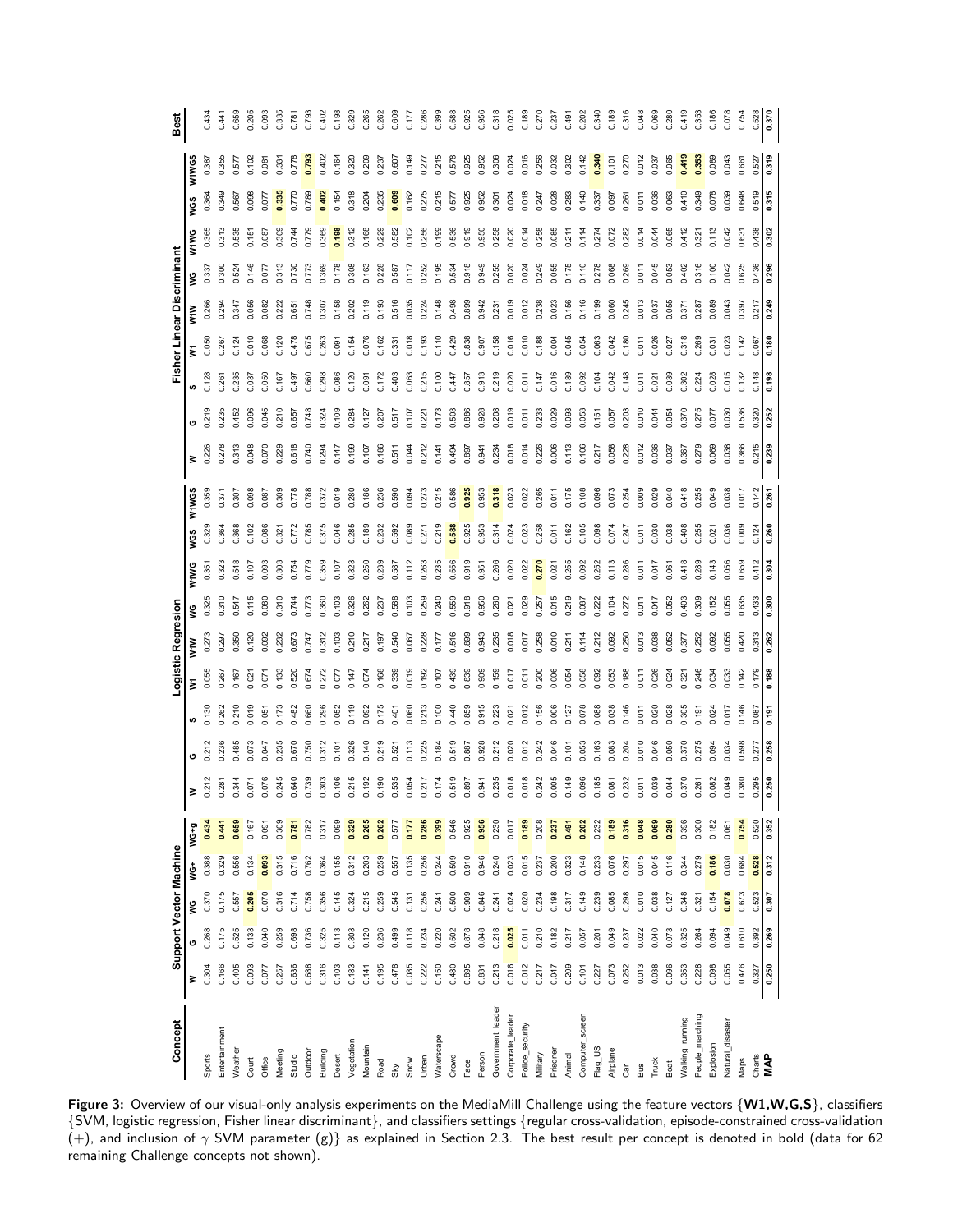| Concept | Support Vector Machine | | | | | Logistic Regresion | | | | | | | | | Fisher Linear Discriminant | | | | | | | | | Best |
|---|---|---|---|---|---|---|---|---|---|---|---|---|---|---|---|---|---|---|---|---|---|---|---|---|
| | W | G | WG | WG+ | WG+g | W | G | S | W1 | W1W | WG | W1WG | WGS | W1WGS | W | G | S | W1 | W1W | WG | W1WG | WGS | W1WGS | |
| Sports | 0.304 | 0.268 | 0.370 | 0.388 | **0.434** | 0.212 | 0.212 | 0.130 | 0.055 | 0.273 | 0.325 | 0.351 | 0.329 | 0.359 | 0.226 | 0.219 | 0.128 | 0.050 | 0.266 | 0.337 | 0.365 | 0.364 | 0.387 | 0.434 |
| Entertainment | 0.166 | 0.175 | 0.175 | 0.329 | **0.441** | 0.281 | 0.236 | 0.262 | 0.267 | 0.297 | 0.310 | 0.323 | 0.364 | 0.371 | 0.278 | 0.235 | 0.261 | 0.267 | 0.294 | 0.300 | 0.313 | 0.349 | 0.355 | 0.441 |
| Weather | 0.405 | 0.525 | 0.557 | 0.556 | **0.659** | 0.344 | 0.485 | 0.210 | 0.167 | 0.350 | 0.547 | 0.548 | 0.368 | 0.307 | 0.313 | 0.452 | 0.235 | 0.124 | 0.347 | 0.524 | 0.535 | 0.567 | 0.577 | 0.659 |
| Court | 0.093 | 0.133 | **0.205** | 0.134 | 0.167 | 0.071 | 0.073 | 0.019 | 0.021 | 0.120 | 0.115 | 0.107 | 0.102 | 0.098 | 0.048 | 0.096 | 0.037 | 0.010 | 0.056 | 0.146 | 0.151 | 0.098 | 0.102 | 0.205 |
| Office | 0.077 | 0.040 | 0.070 | **0.093** | 0.091 | 0.076 | 0.047 | 0.051 | 0.071 | 0.092 | 0.080 | 0.093 | 0.086 | 0.087 | 0.070 | 0.045 | 0.050 | 0.068 | 0.082 | 0.077 | 0.087 | 0.077 | 0.081 | 0.093 |
| Meeting | 0.257 | 0.259 | 0.316 | 0.315 | 0.309 | 0.245 | 0.235 | 0.173 | 0.133 | 0.232 | 0.310 | 0.303 | 0.321 | 0.309 | 0.229 | 0.210 | 0.167 | 0.120 | 0.222 | 0.313 | 0.309 | **0.335** | 0.331 | 0.335 |
| Studio | 0.636 | 0.698 | 0.714 | 0.716 | **0.781** | 0.640 | 0.670 | 0.482 | 0.520 | 0.673 | 0.744 | 0.754 | 0.772 | 0.778 | 0.618 | 0.657 | 0.497 | 0.478 | 0.651 | 0.730 | 0.744 | 0.770 | 0.778 | 0.781 |
| Outdoor | 0.688 | 0.736 | 0.758 | 0.762 | 0.782 | 0.739 | 0.750 | 0.660 | 0.674 | 0.747 | 0.773 | 0.779 | 0.785 | 0.788 | 0.740 | 0.748 | 0.660 | 0.675 | 0.748 | 0.773 | 0.779 | 0.789 | **0.793** | 0.793 |
| Building | 0.316 | 0.325 | 0.356 | 0.364 | 0.317 | 0.303 | 0.312 | 0.296 | 0.272 | 0.312 | 0.360 | 0.359 | 0.375 | 0.372 | 0.294 | 0.324 | 0.298 | 0.263 | 0.307 | 0.369 | 0.369 | **0.402** | 0.402 | 0.402 |
| Desert | 0.103 | 0.113 | 0.145 | 0.155 | 0.099 | 0.106 | 0.101 | 0.052 | 0.077 | 0.103 | 0.103 | 0.107 | 0.046 | 0.019 | 0.147 | 0.109 | 0.086 | 0.091 | 0.158 | 0.178 | **0.198** | 0.154 | 0.164 | 0.198 |
| Vegetation | 0.183 | 0.303 | 0.324 | 0.312 | **0.329** | 0.215 | 0.326 | 0.119 | 0.147 | 0.210 | 0.326 | 0.323 | 0.285 | 0.280 | 0.199 | 0.284 | 0.120 | 0.154 | 0.202 | 0.308 | 0.312 | 0.318 | 0.320 | 0.329 |
| Mountain | 0.141 | 0.120 | 0.215 | 0.203 | **0.265** | 0.192 | 0.140 | 0.092 | 0.074 | 0.217 | 0.262 | 0.250 | 0.189 | 0.186 | 0.107 | 0.127 | 0.091 | 0.076 | 0.119 | 0.163 | 0.168 | 0.204 | 0.209 | 0.265 |
| Road | 0.195 | 0.236 | 0.259 | 0.259 | **0.262** | 0.190 | 0.219 | 0.175 | 0.168 | 0.197 | 0.237 | 0.239 | 0.232 | 0.236 | 0.186 | 0.207 | 0.172 | 0.162 | 0.193 | 0.228 | 0.229 | 0.235 | 0.237 | 0.262 |
| Sky | 0.478 | 0.499 | 0.545 | 0.557 | 0.577 | 0.535 | 0.521 | 0.401 | 0.339 | 0.540 | 0.588 | 0.587 | 0.592 | 0.590 | 0.511 | 0.517 | 0.403 | 0.331 | 0.516 | 0.587 | 0.582 | **0.609** | 0.607 | 0.609 |
| Snow | 0.085 | 0.118 | 0.131 | 0.135 | **0.177** | 0.054 | 0.113 | 0.060 | 0.019 | 0.067 | 0.103 | 0.112 | 0.089 | 0.094 | 0.044 | 0.107 | 0.063 | 0.018 | 0.035 | 0.117 | 0.102 | 0.162 | 0.149 | 0.177 |
| Urban | 0.222 | 0.234 | 0.256 | 0.256 | **0.286** | 0.217 | 0.225 | 0.213 | 0.192 | 0.228 | 0.259 | 0.263 | 0.271 | 0.273 | 0.212 | 0.221 | 0.215 | 0.193 | 0.224 | 0.252 | 0.256 | 0.275 | 0.277 | 0.286 |
| Waterscape | 0.150 | 0.220 | 0.241 | 0.244 | **0.399** | 0.174 | 0.184 | 0.100 | 0.107 | 0.177 | 0.240 | 0.235 | 0.219 | 0.215 | 0.141 | 0.173 | 0.100 | 0.110 | 0.148 | 0.195 | 0.199 | 0.215 | 0.215 | 0.399 |
| Crowd | 0.480 | 0.502 | 0.500 | 0.509 | 0.546 | 0.519 | 0.519 | 0.440 | 0.439 | 0.516 | 0.559 | 0.556 | **0.588** | 0.586 | 0.494 | 0.503 | 0.447 | 0.429 | 0.498 | 0.534 | 0.536 | 0.577 | 0.578 | 0.588 |
| Face | 0.895 | 0.878 | 0.909 | 0.910 | 0.925 | 0.897 | 0.887 | 0.859 | 0.839 | 0.899 | 0.918 | 0.919 | 0.925 | **0.925** | 0.897 | 0.886 | 0.857 | 0.838 | 0.899 | 0.918 | 0.919 | 0.925 | 0.925 | 0.925 |
| Person | 0.831 | 0.848 | 0.846 | 0.946 | **0.956** | 0.941 | 0.928 | 0.915 | 0.909 | 0.943 | 0.950 | 0.951 | 0.953 | 0.953 | 0.941 | 0.928 | 0.913 | 0.907 | 0.942 | 0.949 | 0.950 | 0.952 | 0.952 | 0.956 |
| Government_leader | 0.213 | 0.218 | 0.241 | 0.240 | 0.230 | 0.235 | 0.212 | 0.223 | 0.159 | 0.235 | 0.260 | 0.266 | 0.314 | **0.318** | 0.234 | 0.208 | 0.219 | 0.158 | 0.231 | 0.255 | 0.258 | 0.301 | 0.306 | 0.318 |
| Corporate_leader | 0.016 | **0.025** | 0.024 | 0.023 | 0.017 | 0.018 | 0.020 | 0.021 | 0.017 | 0.018 | 0.021 | 0.020 | 0.024 | 0.023 | 0.018 | 0.019 | 0.020 | 0.016 | 0.019 | 0.020 | 0.020 | 0.024 | 0.024 | 0.025 |
| Police_security | 0.012 | 0.011 | 0.020 | 0.015 | **0.189** | 0.018 | 0.012 | 0.012 | 0.011 | 0.017 | 0.029 | 0.022 | 0.023 | 0.022 | 0.014 | 0.011 | 0.011 | 0.010 | 0.012 | 0.024 | 0.014 | 0.018 | 0.016 | 0.189 |
| Military | 0.217 | 0.210 | 0.234 | 0.237 | 0.208 | 0.242 | 0.242 | 0.156 | 0.200 | 0.258 | 0.257 | **0.270** | 0.258 | 0.265 | 0.226 | 0.233 | 0.147 | 0.188 | 0.238 | 0.249 | 0.258 | 0.247 | 0.256 | 0.270 |
| Prisoner | 0.047 | 0.182 | 0.198 | 0.200 | **0.237** | 0.005 | 0.046 | 0.006 | 0.006 | 0.010 | 0.015 | 0.021 | 0.011 | 0.011 | 0.006 | 0.029 | 0.016 | 0.004 | 0.023 | 0.055 | 0.085 | 0.028 | 0.032 | 0.237 |
| Animal | 0.209 | 0.217 | 0.317 | 0.323 | **0.491** | 0.149 | 0.101 | 0.127 | 0.054 | 0.211 | 0.219 | 0.255 | 0.162 | 0.175 | 0.113 | 0.093 | 0.189 | 0.045 | 0.156 | 0.175 | 0.211 | 0.283 | 0.302 | 0.491 |
| Computer_screen | 0.101 | 0.057 | 0.149 | 0.148 | **0.202** | 0.096 | 0.053 | 0.078 | 0.058 | 0.114 | 0.087 | 0.092 | 0.105 | 0.108 | 0.106 | 0.053 | 0.092 | 0.054 | 0.116 | 0.110 | 0.114 | 0.140 | 0.142 | 0.202 |
| Flag_US | 0.227 | 0.201 | 0.239 | 0.233 | 0.232 | 0.185 | 0.163 | 0.088 | 0.092 | 0.212 | 0.222 | 0.252 | 0.098 | 0.096 | 0.217 | 0.151 | 0.104 | 0.063 | 0.199 | 0.278 | 0.274 | 0.337 | **0.340** | 0.340 |
| Airplane | 0.073 | 0.049 | 0.085 | 0.076 | **0.189** | 0.081 | 0.063 | 0.038 | 0.053 | 0.092 | 0.104 | 0.113 | 0.074 | 0.073 | 0.058 | 0.057 | 0.042 | 0.042 | 0.060 | 0.068 | 0.072 | 0.097 | 0.101 | 0.189 |
| Car | 0.252 | 0.237 | 0.298 | 0.297 | **0.316** | 0.232 | 0.204 | 0.146 | 0.188 | 0.250 | 0.272 | 0.286 | 0.247 | 0.254 | 0.228 | 0.203 | 0.148 | 0.180 | 0.245 | 0.269 | 0.282 | 0.261 | 0.270 | 0.316 |
| Bus | 0.013 | 0.022 | 0.010 | 0.015 | **0.048** | 0.011 | 0.010 | 0.011 | 0.011 | 0.013 | 0.011 | 0.011 | 0.011 | 0.009 | 0.012 | 0.010 | 0.011 | 0.011 | 0.013 | 0.011 | 0.014 | 0.011 | 0.012 | 0.048 |
| Truck | 0.038 | 0.040 | 0.038 | 0.045 | **0.069** | 0.039 | 0.046 | 0.020 | 0.026 | 0.038 | 0.047 | 0.047 | 0.030 | 0.029 | 0.036 | 0.044 | 0.021 | 0.026 | 0.037 | 0.045 | 0.044 | 0.036 | 0.037 | 0.069 |
| Boat | 0.096 | 0.073 | 0.127 | 0.116 | **0.280** | 0.044 | 0.050 | 0.028 | 0.024 | 0.052 | 0.052 | 0.061 | 0.038 | 0.040 | 0.037 | 0.054 | 0.039 | 0.027 | 0.055 | 0.053 | 0.065 | 0.063 | 0.065 | 0.280 |
| Walking_running | 0.353 | 0.325 | 0.348 | 0.344 | 0.396 | 0.370 | 0.370 | 0.305 | 0.321 | 0.377 | 0.403 | 0.418 | 0.408 | 0.418 | 0.367 | 0.370 | 0.302 | 0.318 | 0.371 | 0.402 | 0.412 | 0.410 | **0.419** | 0.419 |
| People_marching | 0.228 | 0.264 | 0.321 | 0.279 | 0.300 | 0.261 | 0.275 | 0.191 | 0.246 | 0.252 | 0.309 | 0.289 | 0.255 | 0.255 | 0.279 | 0.275 | 0.224 | 0.269 | 0.287 | 0.316 | 0.321 | 0.349 | **0.353** | 0.353 |
| Explosion | 0.098 | 0.094 | 0.154 | **0.186** | 0.182 | 0.082 | 0.094 | 0.024 | 0.034 | 0.092 | 0.152 | 0.143 | 0.021 | 0.049 | 0.069 | 0.077 | 0.028 | 0.031 | 0.089 | 0.100 | 0.113 | 0.078 | 0.089 | 0.186 |
| Natural_disaster | 0.055 | 0.049 | **0.078** | 0.030 | 0.061 | 0.049 | 0.034 | 0.017 | 0.033 | 0.055 | 0.055 | 0.056 | 0.036 | 0.038 | 0.038 | 0.030 | 0.015 | 0.023 | 0.043 | 0.042 | 0.042 | 0.039 | 0.043 | 0.078 |
| Maps | 0.476 | 0.610 | 0.673 | 0.684 | **0.754** | 0.380 | 0.598 | 0.146 | 0.142 | 0.420 | 0.635 | 0.659 | 0.009 | 0.017 | 0.366 | 0.536 | 0.132 | 0.142 | 0.397 | 0.625 | 0.631 | 0.648 | 0.661 | 0.754 |
| Charts | 0.327 | 0.392 | 0.523 | **0.528** | 0.520 | 0.295 | 0.277 | 0.087 | 0.179 | 0.313 | 0.433 | 0.412 | 0.124 | 0.142 | 0.215 | 0.320 | 0.148 | 0.067 | 0.217 | 0.436 | 0.438 | 0.519 | 0.527 | 0.528 |
| **MAP** | **0.250** | **0.269** | **0.307** | **0.312** | **0.352** | **0.250** | **0.258** | **0.191** | **0.188** | **0.262** | **0.300** | **0.304** | **0.260** | **0.261** | **0.239** | **0.252** | **0.198** | **0.180** | **0.249** | **0.296** | **0.302** | **0.315** | **0.319** | **0.370** |

**Figure 3:** Overview of our visual-only analysis experiments on the MediaMill Challenge using the feature vectors {**W1,W,G,S**}, classifiers {SVM, logistic regression, Fisher linear discriminant}, and classifiers settings {regular cross-validation, episode-constrained cross-validation (+), and inclusion of $\gamma$ SVM parameter (g)} as explained in Section 2.3. The best result per concept is denoted in bold (data for 62 remaining Challenge concepts not shown).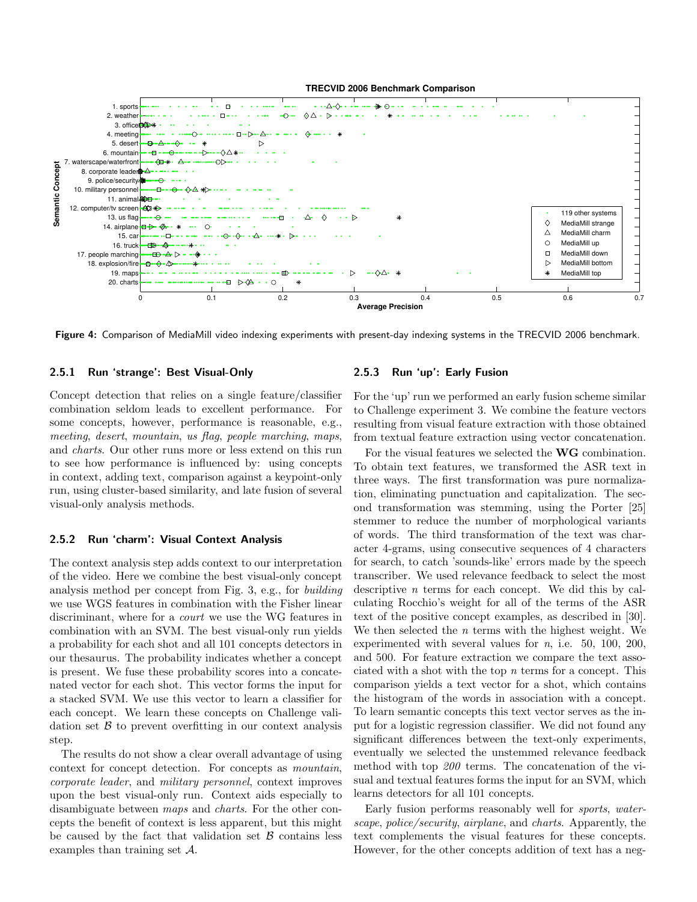**Figure 4:** Comparison of MediaMill video indexing experiments with present-day indexing systems in the TRECVID 2006 benchmark.

### 2.5.1 Run 'strange': Best Visual-Only

Concept detection that relies on a single feature/classifier combination seldom leads to excellent performance. For some concepts, however, performance is reasonable, e.g., *meeting*, *desert*, *mountain*, *us flag*, *people marching*, *maps*, and *charts*. Our other runs more or less extend on this run to see how performance is influenced by: using concepts in context, adding text, comparison against a keypoint-only run, using cluster-based similarity, and late fusion of several visual-only analysis methods.

### 2.5.2 Run 'charm': Visual Context Analysis

The context analysis step adds context to our interpretation of the video. Here we combine the best visual-only concept analysis method per concept from Fig. 3, e.g., for *building* we use WGS features in combination with the Fisher linear discriminant, where for a *court* we use the WG features in combination with an SVM. The best visual-only run yields a probability for each shot and all 101 concepts detectors in our thesaurus. The probability indicates whether a concept is present. We fuse these probability scores into a concatenated vector for each shot. This vector forms the input for a stacked SVM. We use this vector to learn a classifier for each concept. We learn these concepts on Challenge validation set $\mathcal{B}$ to prevent overfitting in our context analysis step.

The results do not show a clear overall advantage of using context for concept detection. For concepts as *mountain*, *corporate leader*, and *military personnel*, context improves upon the best visual-only run. Context aids especially to disambiguate between *maps* and *charts*. For the other concepts the benefit of context is less apparent, but this might be caused by the fact that validation set $\mathcal{B}$ contains less examples than training set $\mathcal{A}$.

### 2.5.3 Run 'up': Early Fusion

For the 'up' run we performed an early fusion scheme similar to Challenge experiment 3. We combine the feature vectors resulting from visual feature extraction with those obtained from textual feature extraction using vector concatenation.

For the visual features we selected the **WG** combination. To obtain text features, we transformed the ASR text in three ways. The first transformation was pure normalization, eliminating punctuation and capitalization. The second transformation was stemming, using the Porter [25] stemmer to reduce the number of morphological variants of words. The third transformation of the text was character 4-grams, using consecutive sequences of 4 characters for search, to catch 'sounds-like' errors made by the speech transcriber. We used relevance feedback to select the most descriptive $n$ terms for each concept. We did this by calculating Rocchio's weight for all of the terms of the ASR text of the positive concept examples, as described in [30]. We then selected the $n$ terms with the highest weight. We experimented with several values for $n$, i.e. 50, 100, 200, and 500. For feature extraction we compare the text associated with a shot with the top $n$ terms for a concept. This comparison yields a text vector for a shot, which contains the histogram of the words in association with a concept. To learn semantic concepts this text vector serves as the input for a logistic regression classifier. We did not found any significant differences between the text-only experiments, eventually we selected the unstemmed relevance feedback method with top *200* terms. The concatenation of the visual and textual features forms the input for an SVM, which learns detectors for all 101 concepts.

Early fusion performs reasonably well for *sports*, *waterscape*, *police/security*, *airplane*, and *charts*. Apparently, the text complements the visual features for these concepts. However, for the other concepts addition of text has a neg-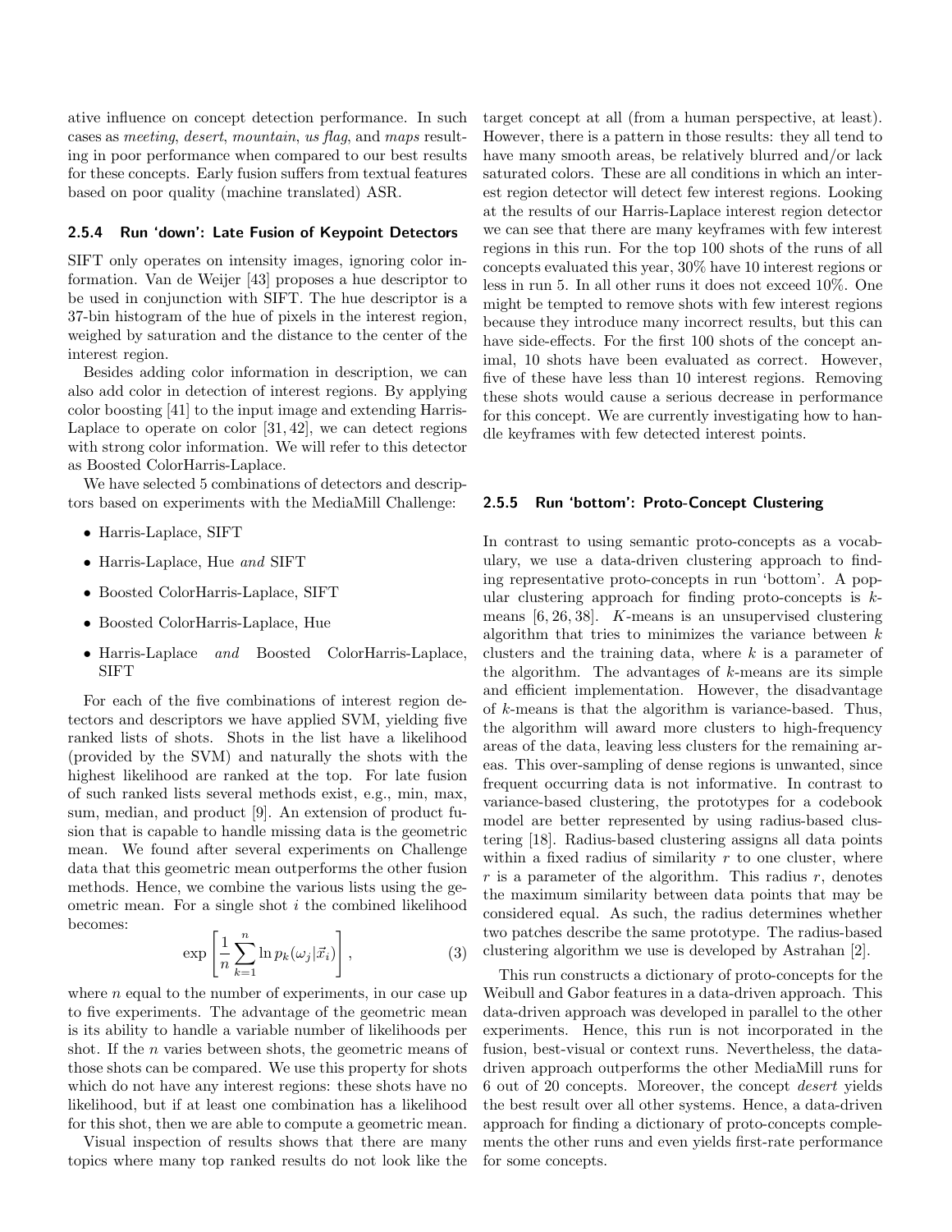ative influence on concept detection performance. In such cases as *meeting*, *desert*, *mountain*, *us flag*, and *maps* resulting in poor performance when compared to our best results for these concepts. Early fusion suffers from textual features based on poor quality (machine translated) ASR.

### 2.5.4 Run 'down': Late Fusion of Keypoint Detectors

SIFT only operates on intensity images, ignoring color information. Van de Weijer [43] proposes a hue descriptor to be used in conjunction with SIFT. The hue descriptor is a 37-bin histogram of the hue of pixels in the interest region, weighed by saturation and the distance to the center of the interest region.

Besides adding color information in description, we can also add color in detection of interest regions. By applying color boosting [41] to the input image and extending Harris-Laplace to operate on color [31, 42], we can detect regions with strong color information. We will refer to this detector as Boosted ColorHarris-Laplace.

We have selected 5 combinations of detectors and descriptors based on experiments with the MediaMill Challenge:

- Harris-Laplace, SIFT
- Harris-Laplace, Hue *and* SIFT
- Boosted ColorHarris-Laplace, SIFT
- Boosted ColorHarris-Laplace, Hue
- Harris-Laplace *and* Boosted ColorHarris-Laplace, SIFT

For each of the five combinations of interest region detectors and descriptors we have applied SVM, yielding five ranked lists of shots. Shots in the list have a likelihood (provided by the SVM) and naturally the shots with the highest likelihood are ranked at the top. For late fusion of such ranked lists several methods exist, e.g., min, max, sum, median, and product [9]. An extension of product fusion that is capable to handle missing data is the geometric mean. We found after several experiments on Challenge data that this geometric mean outperforms the other fusion methods. Hence, we combine the various lists using the geometric mean. For a single shot $i$ the combined likelihood becomes:

$$\exp\left[\frac{1}{n}\sum_{k=1}^{n}\ln p_k(\omega_j|\vec{x}_i)\right], \tag{3}$$

where $n$ equal to the number of experiments, in our case up to five experiments. The advantage of the geometric mean is its ability to handle a variable number of likelihoods per shot. If the $n$ varies between shots, the geometric means of those shots can be compared. We use this property for shots which do not have any interest regions: these shots have no likelihood, but if at least one combination has a likelihood for this shot, then we are able to compute a geometric mean.

Visual inspection of results shows that there are many topics where many top ranked results do not look like the target concept at all (from a human perspective, at least). However, there is a pattern in those results: they all tend to have many smooth areas, be relatively blurred and/or lack saturated colors. These are all conditions in which an interest region detector will detect few interest regions. Looking at the results of our Harris-Laplace interest region detector we can see that there are many keyframes with few interest regions in this run. For the top 100 shots of the runs of all concepts evaluated this year, 30% have 10 interest regions or less in run 5. In all other runs it does not exceed 10%. One might be tempted to remove shots with few interest regions because they introduce many incorrect results, but this can have side-effects. For the first 100 shots of the concept animal, 10 shots have been evaluated as correct. However, five of these have less than 10 interest regions. Removing these shots would cause a serious decrease in performance for this concept. We are currently investigating how to handle keyframes with few detected interest points.

### 2.5.5 Run 'bottom': Proto-Concept Clustering

In contrast to using semantic proto-concepts as a vocabulary, we use a data-driven clustering approach to finding representative proto-concepts in run 'bottom'. A popular clustering approach for finding proto-concepts is $k$-means [6, 26, 38]. $K$-means is an unsupervised clustering algorithm that tries to minimizes the variance between $k$ clusters and the training data, where $k$ is a parameter of the algorithm. The advantages of $k$-means are its simple and efficient implementation. However, the disadvantage of $k$-means is that the algorithm is variance-based. Thus, the algorithm will award more clusters to high-frequency areas of the data, leaving less clusters for the remaining areas. This over-sampling of dense regions is unwanted, since frequent occurring data is not informative. In contrast to variance-based clustering, the prototypes for a codebook model are better represented by using radius-based clustering [18]. Radius-based clustering assigns all data points within a fixed radius of similarity $r$ to one cluster, where $r$ is a parameter of the algorithm. This radius $r$, denotes the maximum similarity between data points that may be considered equal. As such, the radius determines whether two patches describe the same prototype. The radius-based clustering algorithm we use is developed by Astrahan [2].

This run constructs a dictionary of proto-concepts for the Weibull and Gabor features in a data-driven approach. This data-driven approach was developed in parallel to the other experiments. Hence, this run is not incorporated in the fusion, best-visual or context runs. Nevertheless, the data-driven approach outperforms the other MediaMill runs for 6 out of 20 concepts. Moreover, the concept *desert* yields the best result over all other systems. Hence, a data-driven approach for finding a dictionary of proto-concepts complements the other runs and even yields first-rate performance for some concepts.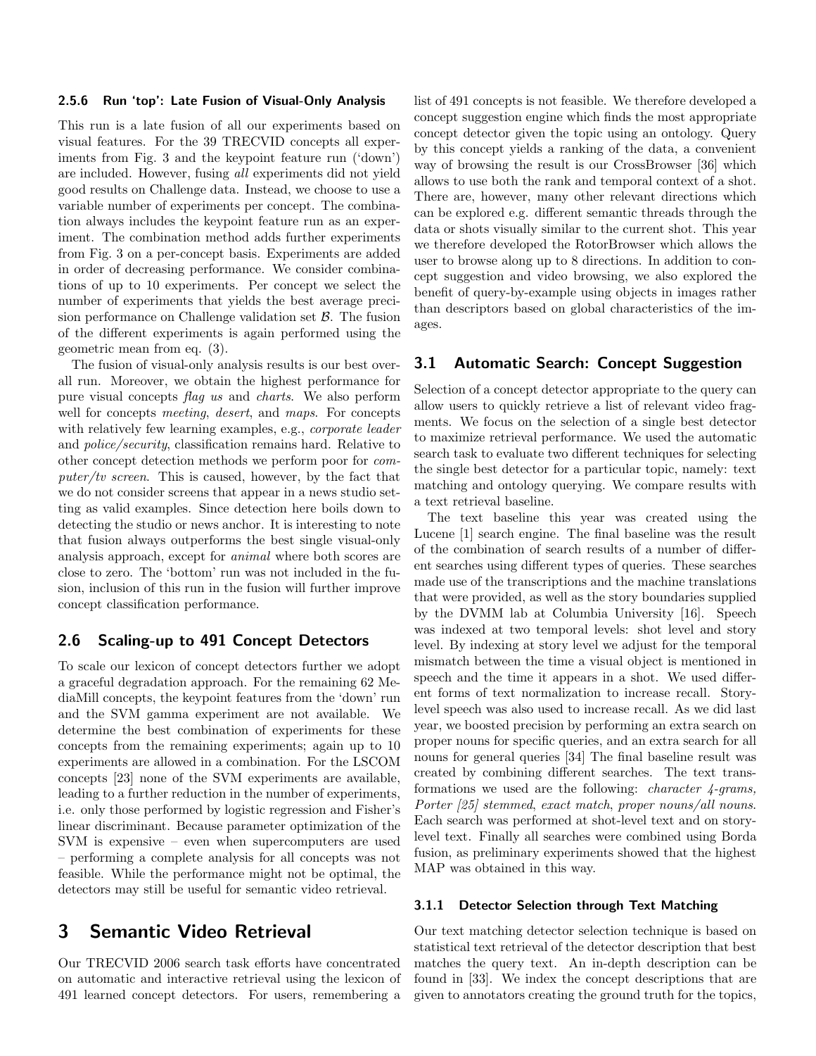#### 2.5.6 Run 'top': Late Fusion of Visual-Only Analysis

This run is a late fusion of all our experiments based on visual features. For the 39 TRECVID concepts all experiments from Fig. 3 and the keypoint feature run ('down') are included. However, fusing *all* experiments did not yield good results on Challenge data. Instead, we choose to use a variable number of experiments per concept. The combination always includes the keypoint feature run as an experiment. The combination method adds further experiments from Fig. 3 on a per-concept basis. Experiments are added in order of decreasing performance. We consider combinations of up to 10 experiments. Per concept we select the number of experiments that yields the best average precision performance on Challenge validation set $\mathcal{B}$. The fusion of the different experiments is again performed using the geometric mean from eq. (3).

The fusion of visual-only analysis results is our best overall run. Moreover, we obtain the highest performance for pure visual concepts *flag us* and *charts*. We also perform well for concepts *meeting*, *desert*, and *maps*. For concepts with relatively few learning examples, e.g., *corporate leader* and *police/security*, classification remains hard. Relative to other concept detection methods we perform poor for *computer/tv screen*. This is caused, however, by the fact that we do not consider screens that appear in a news studio setting as valid examples. Since detection here boils down to detecting the studio or news anchor. It is interesting to note that fusion always outperforms the best single visual-only analysis approach, except for *animal* where both scores are close to zero. The 'bottom' run was not included in the fusion, inclusion of this run in the fusion will further improve concept classification performance.

### 2.6 Scaling-up to 491 Concept Detectors

To scale our lexicon of concept detectors further we adopt a graceful degradation approach. For the remaining 62 MediaMill concepts, the keypoint features from the 'down' run and the SVM gamma experiment are not available. We determine the best combination of experiments for these concepts from the remaining experiments; again up to 10 experiments are allowed in a combination. For the LSCOM concepts [23] none of the SVM experiments are available, leading to a further reduction in the number of experiments, i.e. only those performed by logistic regression and Fisher's linear discriminant. Because parameter optimization of the SVM is expensive – even when supercomputers are used – performing a complete analysis for all concepts was not feasible. While the performance might not be optimal, the detectors may still be useful for semantic video retrieval.

## 3 Semantic Video Retrieval

Our TRECVID 2006 search task efforts have concentrated on automatic and interactive retrieval using the lexicon of 491 learned concept detectors. For users, remembering a list of 491 concepts is not feasible. We therefore developed a concept suggestion engine which finds the most appropriate concept detector given the topic using an ontology. Query by this concept yields a ranking of the data, a convenient way of browsing the result is our CrossBrowser [36] which allows to use both the rank and temporal context of a shot. There are, however, many other relevant directions which can be explored e.g. different semantic threads through the data or shots visually similar to the current shot. This year we therefore developed the RotorBrowser which allows the user to browse along up to 8 directions. In addition to concept suggestion and video browsing, we also explored the benefit of query-by-example using objects in images rather than descriptors based on global characteristics of the images.

### 3.1 Automatic Search: Concept Suggestion

Selection of a concept detector appropriate to the query can allow users to quickly retrieve a list of relevant video fragments. We focus on the selection of a single best detector to maximize retrieval performance. We used the automatic search task to evaluate two different techniques for selecting the single best detector for a particular topic, namely: text matching and ontology querying. We compare results with a text retrieval baseline.

The text baseline this year was created using the Lucene [1] search engine. The final baseline was the result of the combination of search results of a number of different searches using different types of queries. These searches made use of the transcriptions and the machine translations that were provided, as well as the story boundaries supplied by the DVMM lab at Columbia University [16]. Speech was indexed at two temporal levels: shot level and story level. By indexing at story level we adjust for the temporal mismatch between the time a visual object is mentioned in speech and the time it appears in a shot. We used different forms of text normalization to increase recall. Story-level speech was also used to increase recall. As we did last year, we boosted precision by performing an extra search on proper nouns for specific queries, and an extra search for all nouns for general queries [34] The final baseline result was created by combining different searches. The text transformations we used are the following: *character 4-grams, Porter [25] stemmed*, *exact match*, *proper nouns/all nouns*. Each search was performed at shot-level text and on story-level text. Finally all searches were combined using Borda fusion, as preliminary experiments showed that the highest MAP was obtained in this way.

#### 3.1.1 Detector Selection through Text Matching

Our text matching detector selection technique is based on statistical text retrieval of the detector description that best matches the query text. An in-depth description can be found in [33]. We index the concept descriptions that are given to annotators creating the ground truth for the topics,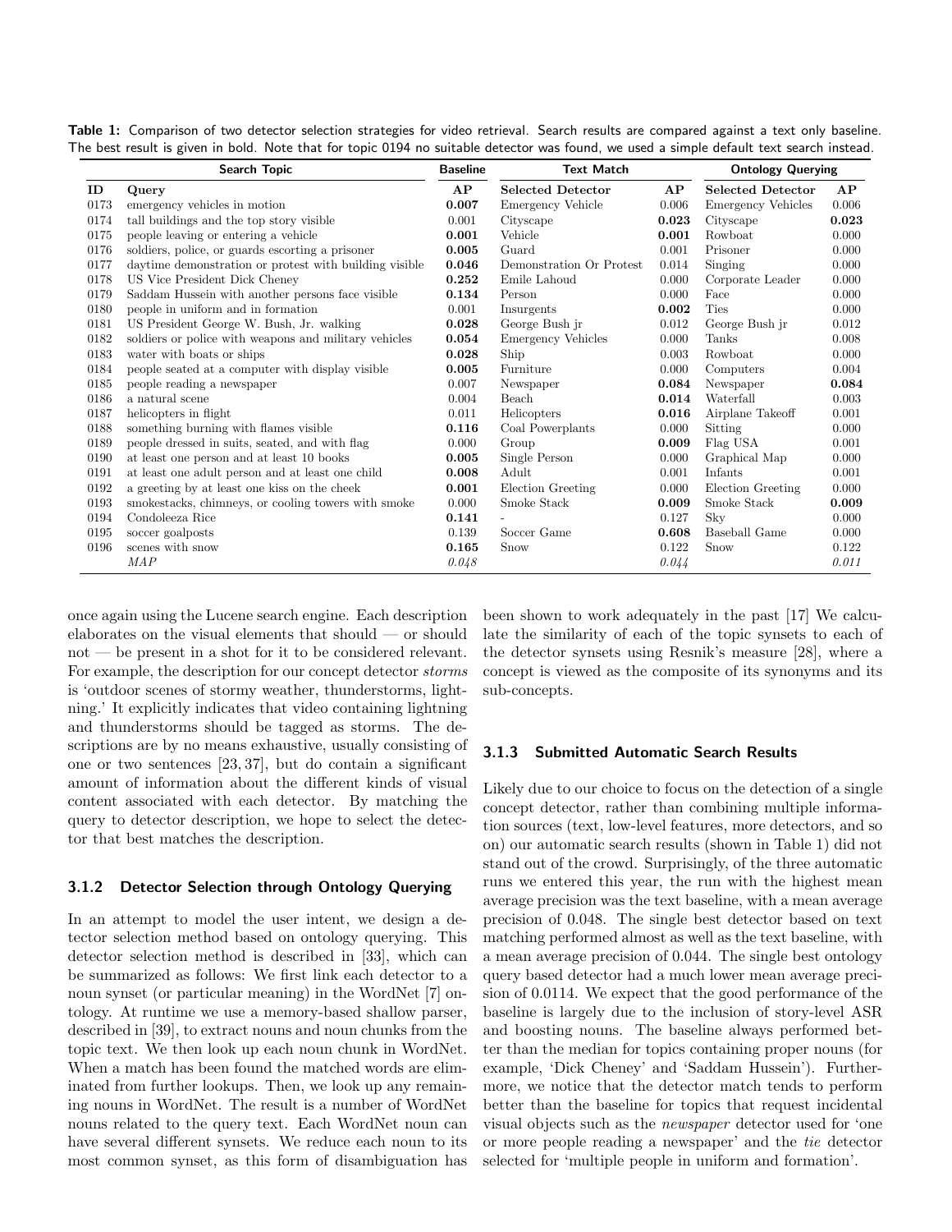**Table 1:** Comparison of two detector selection strategies for video retrieval. Search results are compared against a text only baseline. The best result is given in bold. Note that for topic 0194 no suitable detector was found, we used a simple default text search instead.

| Search Topic | | Baseline | Text Match | | Ontology Querying | |
|---|---|---|---|---|---|---|
| **ID** | **Query** | **AP** | **Selected Detector** | **AP** | **Selected Detector** | **AP** |
| 0173 | emergency vehicles in motion | **0.007** | Emergency Vehicle | 0.006 | Emergency Vehicles | 0.006 |
| 0174 | tall buildings and the top story visible | 0.001 | Cityscape | **0.023** | Cityscape | **0.023** |
| 0175 | people leaving or entering a vehicle | **0.001** | Vehicle | **0.001** | Rowboat | 0.000 |
| 0176 | soldiers, police, or guards escorting a prisoner | **0.005** | Guard | 0.001 | Prisoner | 0.000 |
| 0177 | daytime demonstration or protest with building visible | **0.046** | Demonstration Or Protest | 0.014 | Singing | 0.000 |
| 0178 | US Vice President Dick Cheney | **0.252** | Emile Lahoud | 0.000 | Corporate Leader | 0.000 |
| 0179 | Saddam Hussein with another persons face visible | **0.134** | Person | 0.000 | Face | 0.000 |
| 0180 | people in uniform and in formation | 0.001 | Insurgents | **0.002** | Ties | 0.000 |
| 0181 | US President George W. Bush, Jr. walking | **0.028** | George Bush jr | 0.012 | George Bush jr | 0.012 |
| 0182 | soldiers or police with weapons and military vehicles | **0.054** | Emergency Vehicles | 0.000 | Tanks | 0.008 |
| 0183 | water with boats or ships | **0.028** | Ship | 0.003 | Rowboat | 0.000 |
| 0184 | people seated at a computer with display visible | **0.005** | Furniture | 0.000 | Computers | 0.004 |
| 0185 | people reading a newspaper | 0.007 | Newspaper | **0.084** | Newspaper | **0.084** |
| 0186 | a natural scene | 0.004 | Beach | **0.014** | Waterfall | 0.003 |
| 0187 | helicopters in flight | 0.011 | Helicopters | **0.016** | Airplane Takeoff | 0.001 |
| 0188 | something burning with flames visible | **0.116** | Coal Powerplants | 0.000 | Sitting | 0.000 |
| 0189 | people dressed in suits, seated, and with flag | 0.000 | Group | **0.009** | Flag USA | 0.001 |
| 0190 | at least one person and at least 10 books | **0.005** | Single Person | 0.000 | Graphical Map | 0.000 |
| 0191 | at least one adult person and at least one child | **0.008** | Adult | 0.001 | Infants | 0.001 |
| 0192 | a greeting by at least one kiss on the cheek | **0.001** | Election Greeting | 0.000 | Election Greeting | 0.000 |
| 0193 | smokestacks, chimneys, or cooling towers with smoke | 0.000 | Smoke Stack | **0.009** | Smoke Stack | **0.009** |
| 0194 | Condoleeza Rice | **0.141** | - | 0.127 | Sky | 0.000 |
| 0195 | soccer goalposts | 0.139 | Soccer Game | **0.608** | Baseball Game | 0.000 |
| 0196 | scenes with snow | **0.165** | Snow | 0.122 | Snow | 0.122 |
| | *MAP* | *0.048* | | *0.044* | | *0.011* |

once again using the Lucene search engine. Each description elaborates on the visual elements that should — or should not — be present in a shot for it to be considered relevant. For example, the description for our concept detector *storms* is 'outdoor scenes of stormy weather, thunderstorms, lightning.' It explicitly indicates that video containing lightning and thunderstorms should be tagged as storms. The descriptions are by no means exhaustive, usually consisting of one or two sentences [23, 37], but do contain a significant amount of information about the different kinds of visual content associated with each detector. By matching the query to detector description, we hope to select the detector that best matches the description.

### 3.1.2 Detector Selection through Ontology Querying

In an attempt to model the user intent, we design a detector selection method based on ontology querying. This detector selection method is described in [33], which can be summarized as follows: We first link each detector to a noun synset (or particular meaning) in the WordNet [7] ontology. At runtime we use a memory-based shallow parser, described in [39], to extract nouns and noun chunks from the topic text. We then look up each noun chunk in WordNet. When a match has been found the matched words are eliminated from further lookups. Then, we look up any remaining nouns in WordNet. The result is a number of WordNet nouns related to the query text. Each WordNet noun can have several different synsets. We reduce each noun to its most common synset, as this form of disambiguation has been shown to work adequately in the past [17] We calculate the similarity of each of the topic synsets to each of the detector synsets using Resnik's measure [28], where a concept is viewed as the composite of its synonyms and its sub-concepts.

### 3.1.3 Submitted Automatic Search Results

Likely due to our choice to focus on the detection of a single concept detector, rather than combining multiple information sources (text, low-level features, more detectors, and so on) our automatic search results (shown in Table 1) did not stand out of the crowd. Surprisingly, of the three automatic runs we entered this year, the run with the highest mean average precision was the text baseline, with a mean average precision of 0.048. The single best detector based on text matching performed almost as well as the text baseline, with a mean average precision of 0.044. The single best ontology query based detector had a much lower mean average precision of 0.0114. We expect that the good performance of the baseline is largely due to the inclusion of story-level ASR and boosting nouns. The baseline always performed better than the median for topics containing proper nouns (for example, 'Dick Cheney' and 'Saddam Hussein'). Furthermore, we notice that the detector match tends to perform better than the baseline for topics that request incidental visual objects such as the *newspaper* detector used for 'one or more people reading a newspaper' and the *tie* detector selected for 'multiple people in uniform and formation'.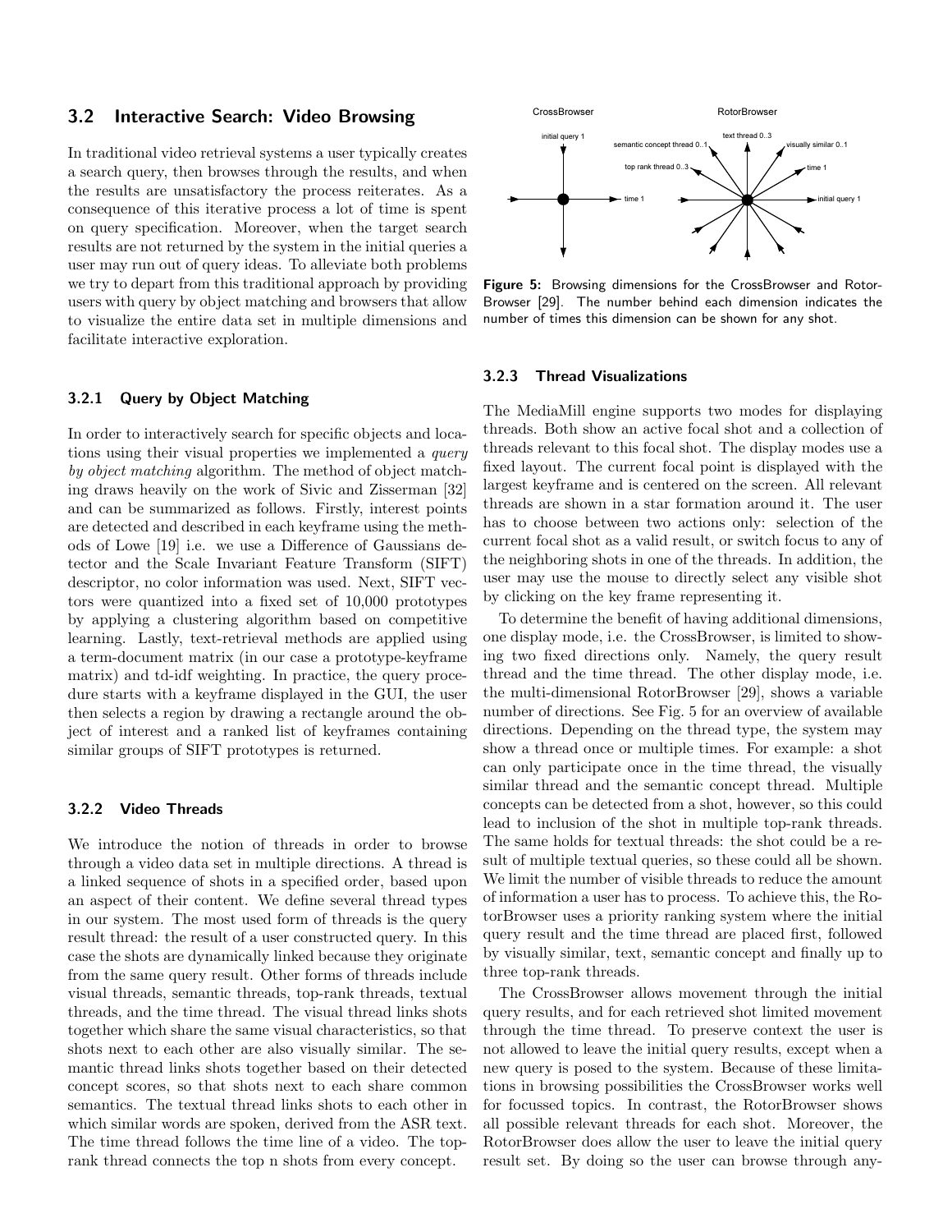## 3.2 Interactive Search: Video Browsing

In traditional video retrieval systems a user typically creates a search query, then browses through the results, and when the results are unsatisfactory the process reiterates. As a consequence of this iterative process a lot of time is spent on query specification. Moreover, when the target search results are not returned by the system in the initial queries a user may run out of query ideas. To alleviate both problems we try to depart from this traditional approach by providing users with query by object matching and browsers that allow to visualize the entire data set in multiple dimensions and facilitate interactive exploration.

### 3.2.1 Query by Object Matching

In order to interactively search for specific objects and locations using their visual properties we implemented a *query by object matching* algorithm. The method of object matching draws heavily on the work of Sivic and Zisserman [32] and can be summarized as follows. Firstly, interest points are detected and described in each keyframe using the methods of Lowe [19] i.e. we use a Difference of Gaussians detector and the Scale Invariant Feature Transform (SIFT) descriptor, no color information was used. Next, SIFT vectors were quantized into a fixed set of 10,000 prototypes by applying a clustering algorithm based on competitive learning. Lastly, text-retrieval methods are applied using a term-document matrix (in our case a prototype-keyframe matrix) and td-idf weighting. In practice, the query procedure starts with a keyframe displayed in the GUI, the user then selects a region by drawing a rectangle around the object of interest and a ranked list of keyframes containing similar groups of SIFT prototypes is returned.

### 3.2.2 Video Threads

We introduce the notion of threads in order to browse through a video data set in multiple directions. A thread is a linked sequence of shots in a specified order, based upon an aspect of their content. We define several thread types in our system. The most used form of threads is the query result thread: the result of a user constructed query. In this case the shots are dynamically linked because they originate from the same query result. Other forms of threads include visual threads, semantic threads, top-rank threads, textual threads, and the time thread. The visual thread links shots together which share the same visual characteristics, so that shots next to each other are also visually similar. The semantic thread links shots together based on their detected concept scores, so that shots next to each share common semantics. The textual thread links shots to each other in which similar words are spoken, derived from the ASR text. The time thread follows the time line of a video. The top-rank thread connects the top n shots from every concept.

CrossBrowser RotorBrowser

initial query 1 | time 1 | semantic concept thread 0..1 | text thread 0..3 | visually similar 0..1 | top rank thread 0..3 | time 1 | initial query 1

**Figure 5:** Browsing dimensions for the CrossBrowser and RotorBrowser [29]. The number behind each dimension indicates the number of times this dimension can be shown for any shot.

### 3.2.3 Thread Visualizations

The MediaMill engine supports two modes for displaying threads. Both show an active focal shot and a collection of threads relevant to this focal shot. The display modes use a fixed layout. The current focal point is displayed with the largest keyframe and is centered on the screen. All relevant threads are shown in a star formation around it. The user has to choose between two actions only: selection of the current focal shot as a valid result, or switch focus to any of the neighboring shots in one of the threads. In addition, the user may use the mouse to directly select any visible shot by clicking on the key frame representing it.

To determine the benefit of having additional dimensions, one display mode, i.e. the CrossBrowser, is limited to showing two fixed directions only. Namely, the query result thread and the time thread. The other display mode, i.e. the multi-dimensional RotorBrowser [29], shows a variable number of directions. See Fig. 5 for an overview of available directions. Depending on the thread type, the system may show a thread once or multiple times. For example: a shot can only participate once in the time thread, the visually similar thread and the semantic concept thread. Multiple concepts can be detected from a shot, however, so this could lead to inclusion of the shot in multiple top-rank threads. The same holds for textual threads: the shot could be a result of multiple textual queries, so these could all be shown. We limit the number of visible threads to reduce the amount of information a user has to process. To achieve this, the RotorBrowser uses a priority ranking system where the initial query result and the time thread are placed first, followed by visually similar, text, semantic concept and finally up to three top-rank threads.

The CrossBrowser allows movement through the initial query results, and for each retrieved shot limited movement through the time thread. To preserve context the user is not allowed to leave the initial query results, except when a new query is posed to the system. Because of these limitations in browsing possibilities the CrossBrowser works well for focussed topics. In contrast, the RotorBrowser shows all possible relevant threads for each shot. Moreover, the RotorBrowser does allow the user to leave the initial query result set. By doing so the user can browse through any-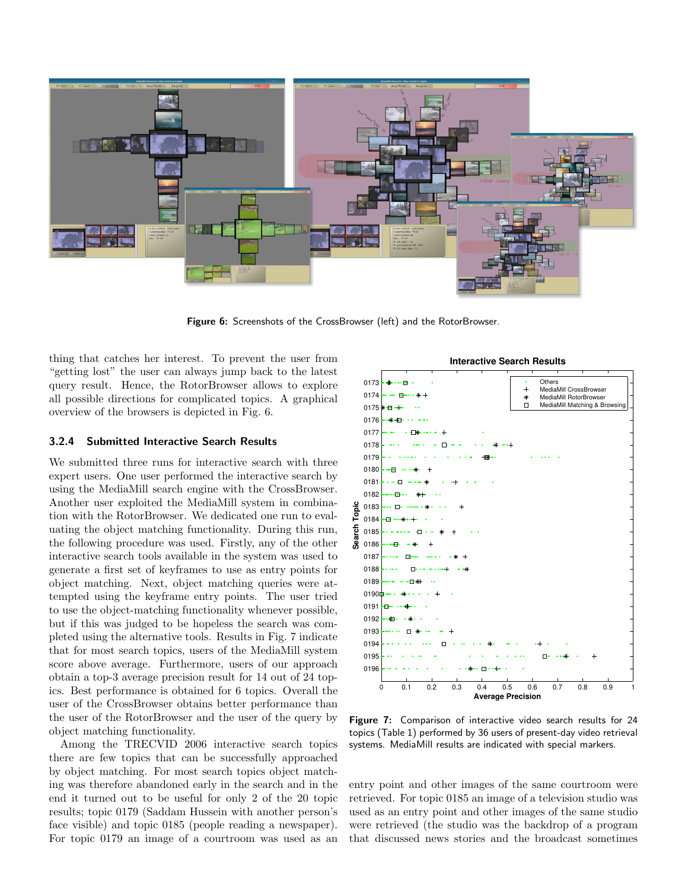**Figure 6:** Screenshots of the CrossBrowser (left) and the RotorBrowser.

thing that catches her interest. To prevent the user from "getting lost" the user can always jump back to the latest query result. Hence, the RotorBrowser allows to explore all possible directions for complicated topics. A graphical overview of the browsers is depicted in Fig. 6.

### 3.2.4 Submitted Interactive Search Results

We submitted three runs for interactive search with three expert users. One user performed the interactive search by using the MediaMill search engine with the CrossBrowser. Another user exploited the MediaMill system in combination with the RotorBrowser. We dedicated one run to evaluating the object matching functionality. During this run, the following procedure was used. Firstly, any of the other interactive search tools available in the system was used to generate a first set of keyframes to use as entry points for object matching. Next, object matching queries were attempted using the keyframe entry points. The user tried to use the object-matching functionality whenever possible, but if this was judged to be hopeless the search was completed using the alternative tools. Results in Fig. 7 indicate that for most search topics, users of the MediaMill system score above average. Furthermore, users of our approach obtain a top-3 average precision result for 14 out of 24 topics. Best performance is obtained for 6 topics. Overall the user of the CrossBrowser obtains better performance than the user of the RotorBrowser and the user of the query by object matching functionality.

Among the TRECVID 2006 interactive search topics there are few topics that can be successfully approached by object matching. For most search topics object matching was therefore abandoned early in the search and in the end it turned out to be useful for only 2 of the 20 topic results; topic 0179 (Saddam Hussein with another person's face visible) and topic 0185 (people reading a newspaper). For topic 0179 an image of a courtroom was used as an entry point and other images of the same courtroom were retrieved. For topic 0185 an image of a television studio was used as an entry point and other images of the same studio were retrieved (the studio was the backdrop of a program that discussed news stories and the broadcast sometimes

**Figure 7:** Comparison of interactive video search results for 24 topics (Table 1) performed by 36 users of present-day video retrieval systems. MediaMill results are indicated with special markers.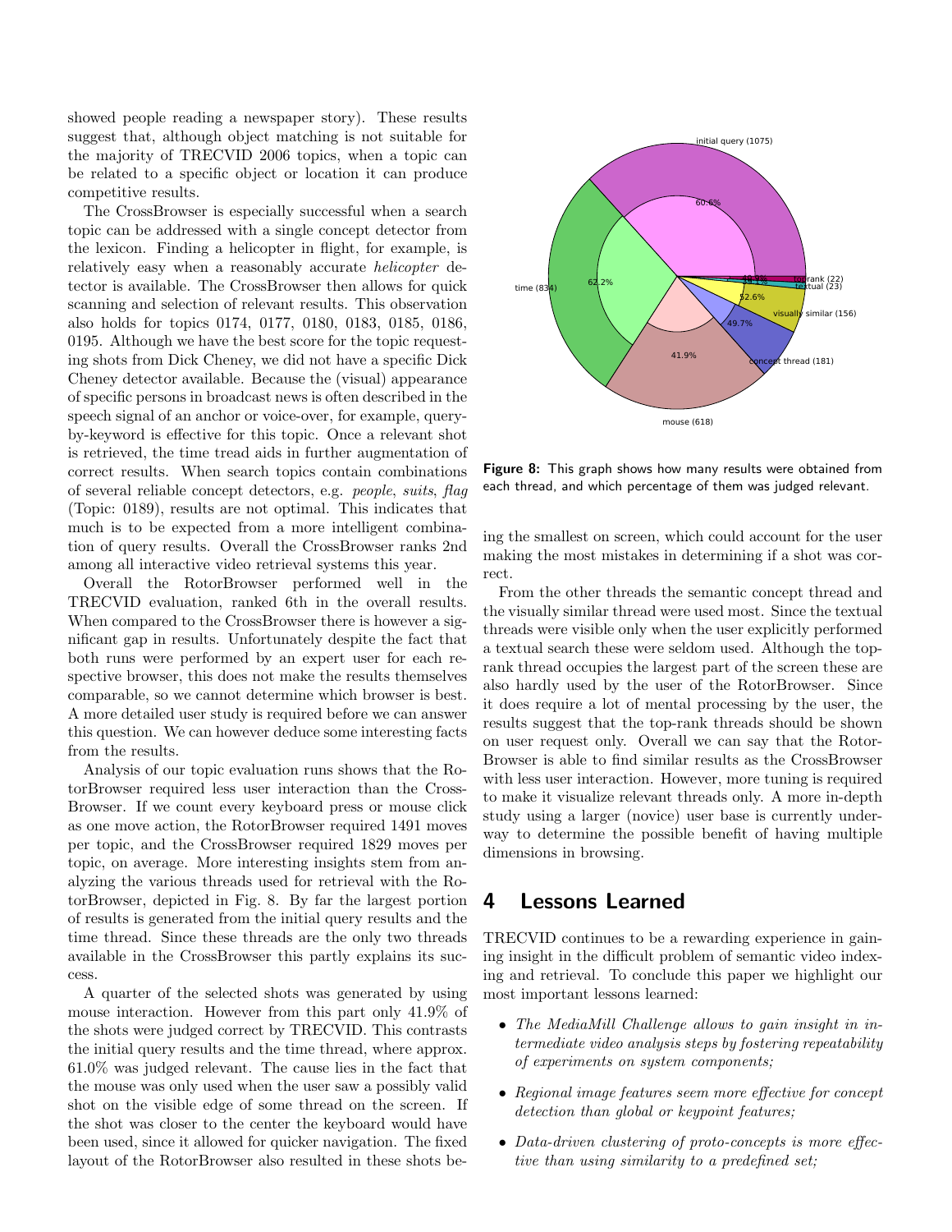showed people reading a newspaper story). These results suggest that, although object matching is not suitable for the majority of TRECVID 2006 topics, when a topic can be related to a specific object or location it can produce competitive results.

The CrossBrowser is especially successful when a search topic can be addressed with a single concept detector from the lexicon. Finding a helicopter in flight, for example, is relatively easy when a reasonably accurate *helicopter* detector is available. The CrossBrowser then allows for quick scanning and selection of relevant results. This observation also holds for topics 0174, 0177, 0180, 0183, 0185, 0186, 0195. Although we have the best score for the topic requesting shots from Dick Cheney, we did not have a specific Dick Cheney detector available. Because the (visual) appearance of specific persons in broadcast news is often described in the speech signal of an anchor or voice-over, for example, query-by-keyword is effective for this topic. Once a relevant shot is retrieved, the time tread aids in further augmentation of correct results. When search topics contain combinations of several reliable concept detectors, e.g. *people*, *suits*, *flag* (Topic: 0189), results are not optimal. This indicates that much is to be expected from a more intelligent combination of query results. Overall the CrossBrowser ranks 2nd among all interactive video retrieval systems this year.

Overall the RotorBrowser performed well in the TRECVID evaluation, ranked 6th in the overall results. When compared to the CrossBrowser there is however a significant gap in results. Unfortunately despite the fact that both runs were performed by an expert user for each respective browser, this does not make the results themselves comparable, so we cannot determine which browser is best. A more detailed user study is required before we can answer this question. We can however deduce some interesting facts from the results.

Analysis of our topic evaluation runs shows that the RotorBrowser required less user interaction than the CrossBrowser. If we count every keyboard press or mouse click as one move action, the RotorBrowser required 1491 moves per topic, and the CrossBrowser required 1829 moves per topic, on average. More interesting insights stem from analyzing the various threads used for retrieval with the RotorBrowser, depicted in Fig. 8. By far the largest portion of results is generated from the initial query results and the time thread. Since these threads are the only two threads available in the CrossBrowser this partly explains its success.

A quarter of the selected shots was generated by using mouse interaction. However from this part only 41.9% of the shots were judged correct by TRECVID. This contrasts the initial query results and the time thread, where approx. 61.0% was judged relevant. The cause lies in the fact that the mouse was only used when the user saw a possibly valid shot on the visible edge of some thread on the screen. If the shot was closer to the center the keyboard would have been used, since it allowed for quicker navigation. The fixed layout of the RotorBrowser also resulted in these shots being the smallest on screen, which could account for the user making the most mistakes in determining if a shot was correct.

**Figure 8:** This graph shows how many results were obtained from each thread, and which percentage of them was judged relevant.

From the other threads the semantic concept thread and the visually similar thread were used most. Since the textual threads were visible only when the user explicitly performed a textual search these were seldom used. Although the top-rank thread occupies the largest part of the screen these are also hardly used by the user of the RotorBrowser. Since it does require a lot of mental processing by the user, the results suggest that the top-rank threads should be shown on user request only. Overall we can say that the RotorBrowser is able to find similar results as the CrossBrowser with less user interaction. However, more tuning is required to make it visualize relevant threads only. A more in-depth study using a larger (novice) user base is currently underway to determine the possible benefit of having multiple dimensions in browsing.

## 4 Lessons Learned

TRECVID continues to be a rewarding experience in gaining insight in the difficult problem of semantic video indexing and retrieval. To conclude this paper we highlight our most important lessons learned:

- *The MediaMill Challenge allows to gain insight in intermediate video analysis steps by fostering repeatability of experiments on system components;*
- *Regional image features seem more effective for concept detection than global or keypoint features;*
- *Data-driven clustering of proto-concepts is more effective than using similarity to a predefined set;*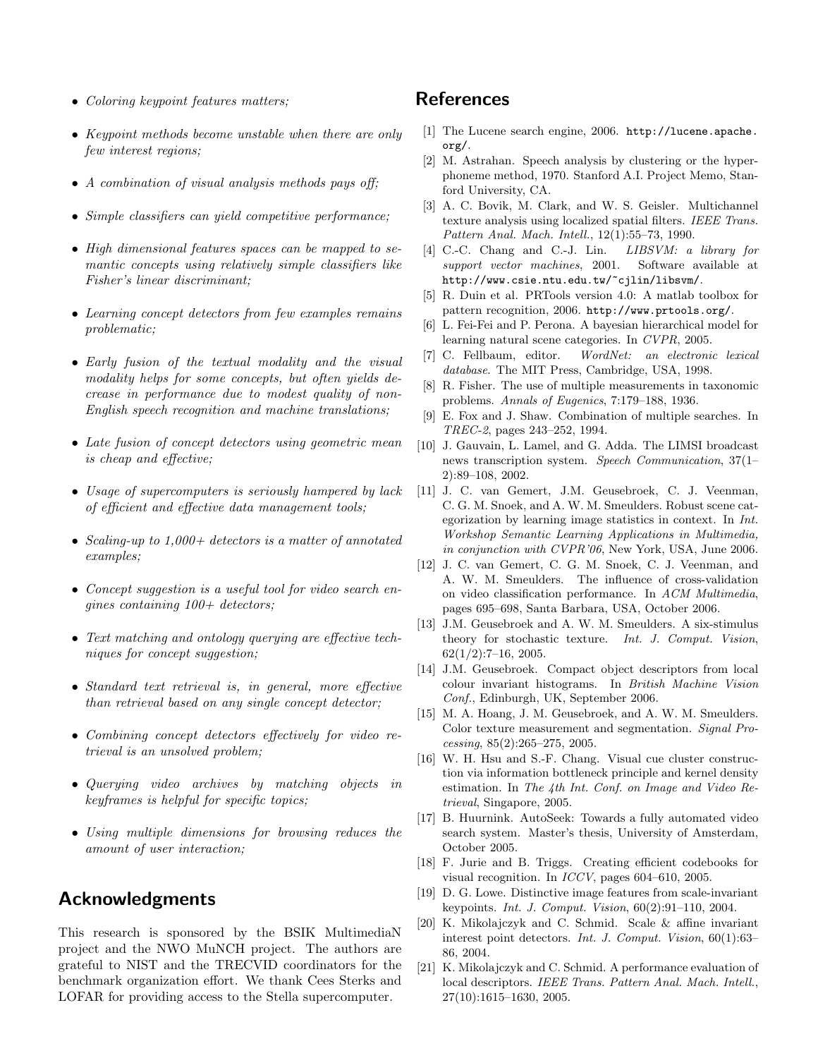- *Coloring keypoint features matters;*
- *Keypoint methods become unstable when there are only few interest regions;*
- *A combination of visual analysis methods pays off;*
- *Simple classifiers can yield competitive performance;*
- *High dimensional features spaces can be mapped to semantic concepts using relatively simple classifiers like Fisher's linear discriminant;*
- *Learning concept detectors from few examples remains problematic;*
- *Early fusion of the textual modality and the visual modality helps for some concepts, but often yields decrease in performance due to modest quality of non-English speech recognition and machine translations;*
- *Late fusion of concept detectors using geometric mean is cheap and effective;*
- *Usage of supercomputers is seriously hampered by lack of efficient and effective data management tools;*
- *Scaling-up to 1,000+ detectors is a matter of annotated examples;*
- *Concept suggestion is a useful tool for video search engines containing 100+ detectors;*
- *Text matching and ontology querying are effective techniques for concept suggestion;*
- *Standard text retrieval is, in general, more effective than retrieval based on any single concept detector;*
- *Combining concept detectors effectively for video retrieval is an unsolved problem;*
- *Querying video archives by matching objects in keyframes is helpful for specific topics;*
- *Using multiple dimensions for browsing reduces the amount of user interaction;*

## Acknowledgments

This research is sponsored by the BSIK MultimediaN project and the NWO MuNCH project. The authors are grateful to NIST and the TRECVID coordinators for the benchmark organization effort. We thank Cees Sterks and LOFAR for providing access to the Stella supercomputer.

## References

[1] The Lucene search engine, 2006. `http://lucene.apache.org/`.

[2] M. Astrahan. Speech analysis by clustering or the hyperphoneme method, 1970. Stanford A.I. Project Memo, Stanford University, CA.

[3] A. C. Bovik, M. Clark, and W. S. Geisler. Multichannel texture analysis using localized spatial filters. *IEEE Trans. Pattern Anal. Mach. Intell.*, 12(1):55–73, 1990.

[4] C.-C. Chang and C.-J. Lin. *LIBSVM: a library for support vector machines*, 2001. Software available at `http://www.csie.ntu.edu.tw/~cjlin/libsvm/`.

[5] R. Duin et al. PRTools version 4.0: A matlab toolbox for pattern recognition, 2006. `http://www.prtools.org/`.

[6] L. Fei-Fei and P. Perona. A bayesian hierarchical model for learning natural scene categories. In *CVPR*, 2005.

[7] C. Fellbaum, editor. *WordNet: an electronic lexical database*. The MIT Press, Cambridge, USA, 1998.

[8] R. Fisher. The use of multiple measurements in taxonomic problems. *Annals of Eugenics*, 7:179–188, 1936.

[9] E. Fox and J. Shaw. Combination of multiple searches. In *TREC-2*, pages 243–252, 1994.

[10] J. Gauvain, L. Lamel, and G. Adda. The LIMSI broadcast news transcription system. *Speech Communication*, 37(1–2):89–108, 2002.

[11] J. C. van Gemert, J.M. Geusebroek, C. J. Veenman, C. G. M. Snoek, and A. W. M. Smeulders. Robust scene categorization by learning image statistics in context. In *Int. Workshop Semantic Learning Applications in Multimedia, in conjunction with CVPR'06*, New York, USA, June 2006.

[12] J. C. van Gemert, C. G. M. Snoek, C. J. Veenman, and A. W. M. Smeulders. The influence of cross-validation on video classification performance. In *ACM Multimedia*, pages 695–698, Santa Barbara, USA, October 2006.

[13] J.M. Geusebroek and A. W. M. Smeulders. A six-stimulus theory for stochastic texture. *Int. J. Comput. Vision*, 62(1/2):7–16, 2005.

[14] J.M. Geusebroek. Compact object descriptors from local colour invariant histograms. In *British Machine Vision Conf.*, Edinburgh, UK, September 2006.

[15] M. A. Hoang, J. M. Geusebroek, and A. W. M. Smeulders. Color texture measurement and segmentation. *Signal Processing*, 85(2):265–275, 2005.

[16] W. H. Hsu and S.-F. Chang. Visual cue cluster construction via information bottleneck principle and kernel density estimation. In *The 4th Int. Conf. on Image and Video Retrieval*, Singapore, 2005.

[17] B. Huurnink. AutoSeek: Towards a fully automated video search system. Master's thesis, University of Amsterdam, October 2005.

[18] F. Jurie and B. Triggs. Creating efficient codebooks for visual recognition. In *ICCV*, pages 604–610, 2005.

[19] D. G. Lowe. Distinctive image features from scale-invariant keypoints. *Int. J. Comput. Vision*, 60(2):91–110, 2004.

[20] K. Mikolajczyk and C. Schmid. Scale & affine invariant interest point detectors. *Int. J. Comput. Vision*, 60(1):63–86, 2004.

[21] K. Mikolajczyk and C. Schmid. A performance evaluation of local descriptors. *IEEE Trans. Pattern Anal. Mach. Intell.*, 27(10):1615–1630, 2005.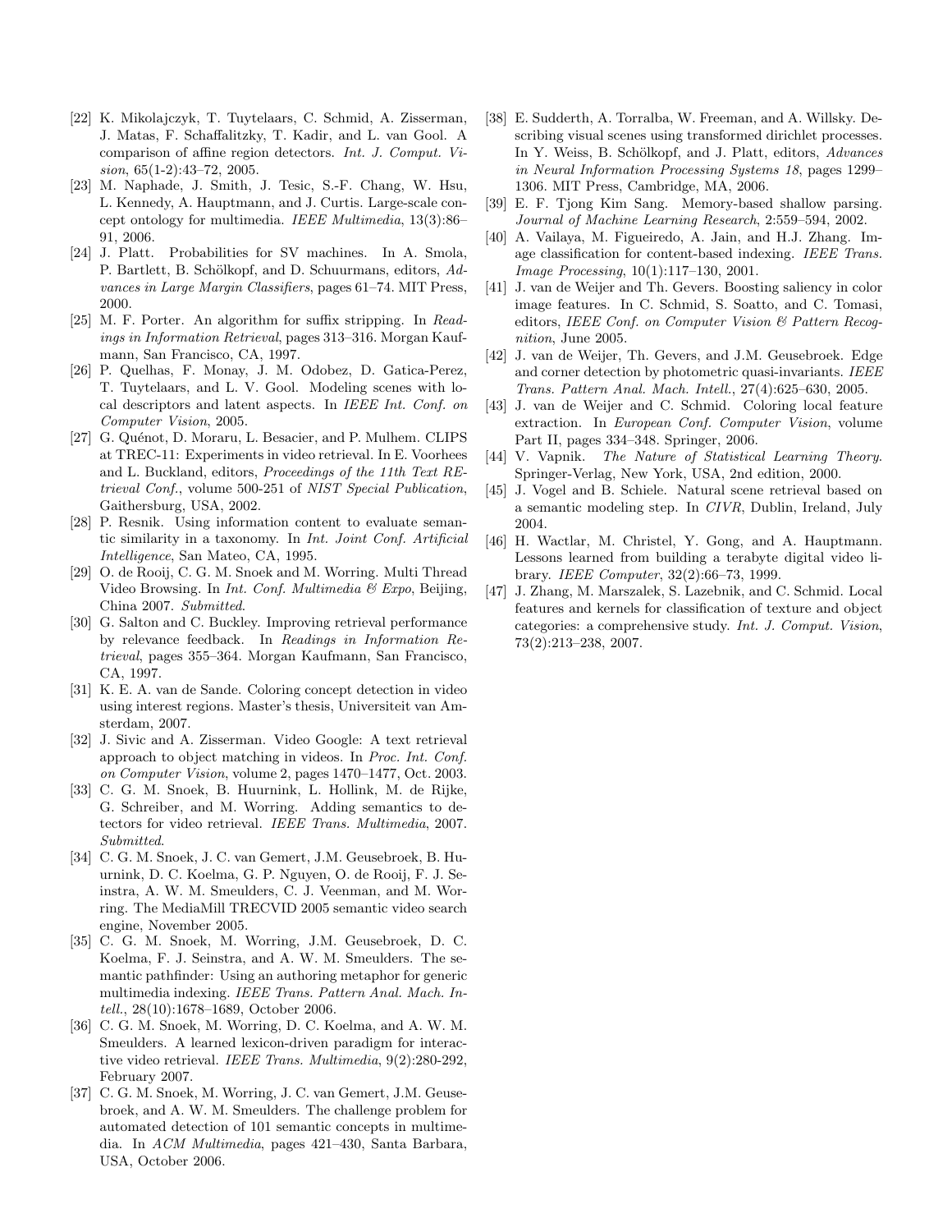[22] K. Mikolajczyk, T. Tuytelaars, C. Schmid, A. Zisserman, J. Matas, F. Schaffalitzky, T. Kadir, and L. van Gool. A comparison of affine region detectors. *Int. J. Comput. Vision*, 65(1-2):43–72, 2005.

[23] M. Naphade, J. Smith, J. Tesic, S.-F. Chang, W. Hsu, L. Kennedy, A. Hauptmann, and J. Curtis. Large-scale concept ontology for multimedia. *IEEE Multimedia*, 13(3):86–91, 2006.

[24] J. Platt. Probabilities for SV machines. In A. Smola, P. Bartlett, B. Schölkopf, and D. Schuurmans, editors, *Advances in Large Margin Classifiers*, pages 61–74. MIT Press, 2000.

[25] M. F. Porter. An algorithm for suffix stripping. In *Readings in Information Retrieval*, pages 313–316. Morgan Kaufmann, San Francisco, CA, 1997.

[26] P. Quelhas, F. Monay, J. M. Odobez, D. Gatica-Perez, T. Tuytelaars, and L. V. Gool. Modeling scenes with local descriptors and latent aspects. In *IEEE Int. Conf. on Computer Vision*, 2005.

[27] G. Quénot, D. Moraru, L. Besacier, and P. Mulhem. CLIPS at TREC-11: Experiments in video retrieval. In E. Voorhees and L. Buckland, editors, *Proceedings of the 11th Text REtrieval Conf.*, volume 500-251 of *NIST Special Publication*, Gaithersburg, USA, 2002.

[28] P. Resnik. Using information content to evaluate semantic similarity in a taxonomy. In *Int. Joint Conf. Artificial Intelligence*, San Mateo, CA, 1995.

[29] O. de Rooij, C. G. M. Snoek and M. Worring. Multi Thread Video Browsing. In *Int. Conf. Multimedia & Expo*, Beijing, China 2007. *Submitted*.

[30] G. Salton and C. Buckley. Improving retrieval performance by relevance feedback. In *Readings in Information Retrieval*, pages 355–364. Morgan Kaufmann, San Francisco, CA, 1997.

[31] K. E. A. van de Sande. Coloring concept detection in video using interest regions. Master's thesis, Universiteit van Amsterdam, 2007.

[32] J. Sivic and A. Zisserman. Video Google: A text retrieval approach to object matching in videos. In *Proc. Int. Conf. on Computer Vision*, volume 2, pages 1470–1477, Oct. 2003.

[33] C. G. M. Snoek, B. Huurnink, L. Hollink, M. de Rijke, G. Schreiber, and M. Worring. Adding semantics to detectors for video retrieval. *IEEE Trans. Multimedia*, 2007. *Submitted*.

[34] C. G. M. Snoek, J. C. van Gemert, J.M. Geusebroek, B. Huurnink, D. C. Koelma, G. P. Nguyen, O. de Rooij, F. J. Seinstra, A. W. M. Smeulders, C. J. Veenman, and M. Worring. The MediaMill TRECVID 2005 semantic video search engine, November 2005.

[35] C. G. M. Snoek, M. Worring, J.M. Geusebroek, D. C. Koelma, F. J. Seinstra, and A. W. M. Smeulders. The semantic pathfinder: Using an authoring metaphor for generic multimedia indexing. *IEEE Trans. Pattern Anal. Mach. Intell.*, 28(10):1678–1689, October 2006.

[36] C. G. M. Snoek, M. Worring, D. C. Koelma, and A. W. M. Smeulders. A learned lexicon-driven paradigm for interactive video retrieval. *IEEE Trans. Multimedia*, 9(2):280-292, February 2007.

[37] C. G. M. Snoek, M. Worring, J. C. van Gemert, J.M. Geusebroek, and A. W. M. Smeulders. The challenge problem for automated detection of 101 semantic concepts in multimedia. In *ACM Multimedia*, pages 421–430, Santa Barbara, USA, October 2006.

[38] E. Sudderth, A. Torralba, W. Freeman, and A. Willsky. Describing visual scenes using transformed dirichlet processes. In Y. Weiss, B. Schölkopf, and J. Platt, editors, *Advances in Neural Information Processing Systems 18*, pages 1299–1306. MIT Press, Cambridge, MA, 2006.

[39] E. F. Tjong Kim Sang. Memory-based shallow parsing. *Journal of Machine Learning Research*, 2:559–594, 2002.

[40] A. Vailaya, M. Figueiredo, A. Jain, and H.J. Zhang. Image classification for content-based indexing. *IEEE Trans. Image Processing*, 10(1):117–130, 2001.

[41] J. van de Weijer and Th. Gevers. Boosting saliency in color image features. In C. Schmid, S. Soatto, and C. Tomasi, editors, *IEEE Conf. on Computer Vision & Pattern Recognition*, June 2005.

[42] J. van de Weijer, Th. Gevers, and J.M. Geusebroek. Edge and corner detection by photometric quasi-invariants. *IEEE Trans. Pattern Anal. Mach. Intell.*, 27(4):625–630, 2005.

[43] J. van de Weijer and C. Schmid. Coloring local feature extraction. In *European Conf. Computer Vision*, volume Part II, pages 334–348. Springer, 2006.

[44] V. Vapnik. *The Nature of Statistical Learning Theory.* Springer-Verlag, New York, USA, 2nd edition, 2000.

[45] J. Vogel and B. Schiele. Natural scene retrieval based on a semantic modeling step. In *CIVR*, Dublin, Ireland, July 2004.

[46] H. Wactlar, M. Christel, Y. Gong, and A. Hauptmann. Lessons learned from building a terabyte digital video library. *IEEE Computer*, 32(2):66–73, 1999.

[47] J. Zhang, M. Marszalek, S. Lazebnik, and C. Schmid. Local features and kernels for classification of texture and object categories: a comprehensive study. *Int. J. Comput. Vision*, 73(2):213–238, 2007.